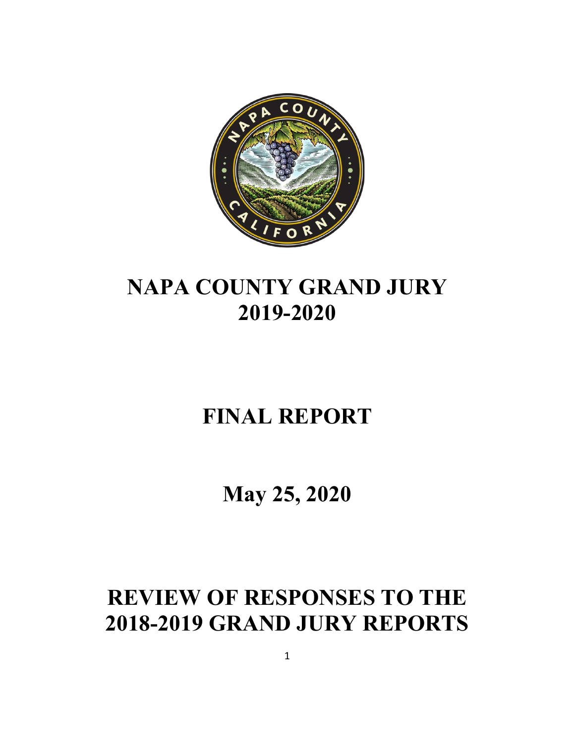# NAPA COUNTY GRAND JURY 2019-2020

# FINAL REPORT

## May 25, 2020

# REVIEW OF RESPONSES TO THE 2018-2019 GRAND JURY REPORTS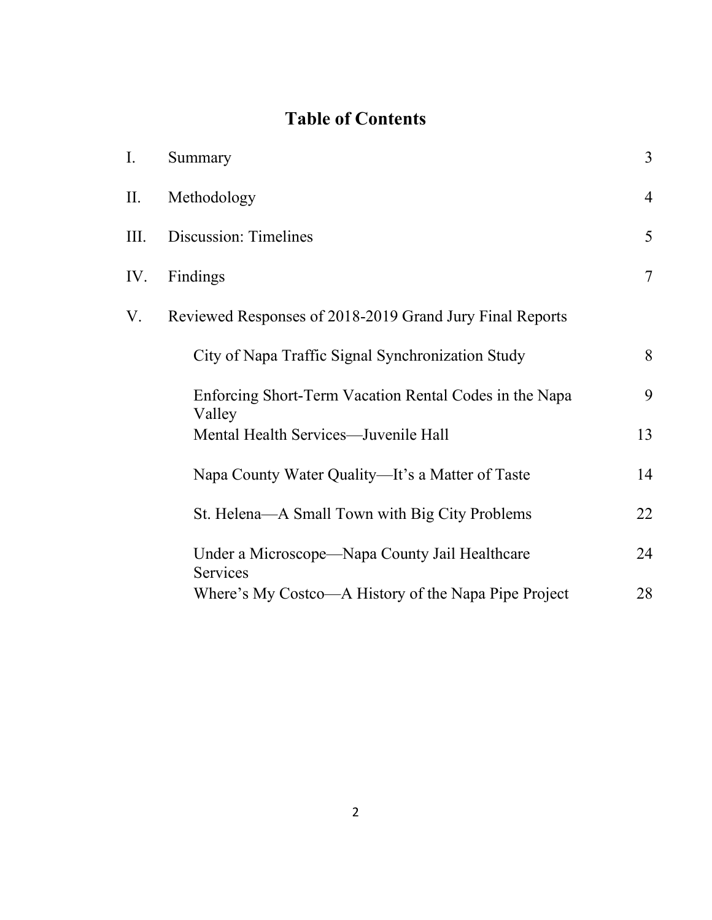# Table of Contents

| | | |
|---|---|---|
| I. | Summary | 3 |
| II. | Methodology | 4 |
| III. | Discussion: Timelines | 5 |
| IV. | Findings | 7 |
| V. | Reviewed Responses of 2018-2019 Grand Jury Final Reports | |
| | City of Napa Traffic Signal Synchronization Study | 8 |
| | Enforcing Short-Term Vacation Rental Codes in the Napa Valley | 9 |
| | Mental Health Services—Juvenile Hall | 13 |
| | Napa County Water Quality—It's a Matter of Taste | 14 |
| | St. Helena—A Small Town with Big City Problems | 22 |
| | Under a Microscope—Napa County Jail Healthcare Services | 24 |
| | Where's My Costco—A History of the Napa Pipe Project | 28 |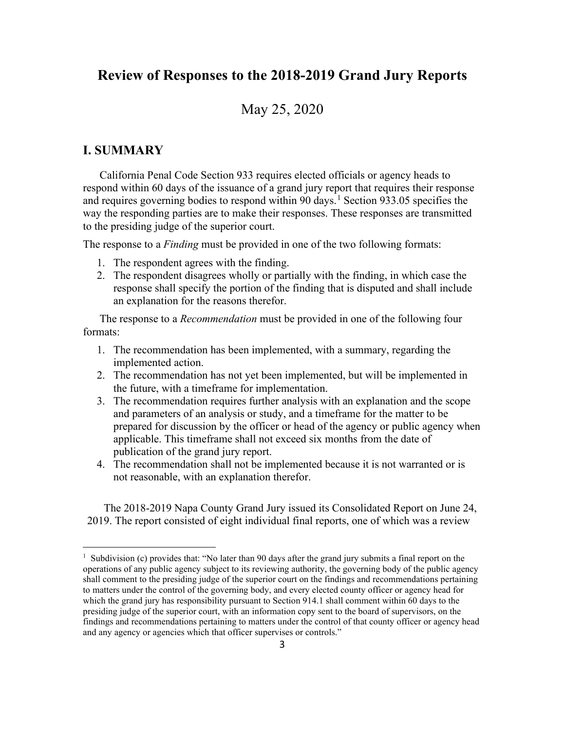# Review of Responses to the 2018-2019 Grand Jury Reports

May 25, 2020

## I. SUMMARY

California Penal Code Section 933 requires elected officials or agency heads to respond within 60 days of the issuance of a grand jury report that requires their response and requires governing bodies to respond within 90 days.[1] Section 933.05 specifies the way the responding parties are to make their responses. These responses are transmitted to the presiding judge of the superior court.

The response to a *Finding* must be provided in one of the two following formats:

1. The respondent agrees with the finding.
2. The respondent disagrees wholly or partially with the finding, in which case the response shall specify the portion of the finding that is disputed and shall include an explanation for the reasons therefor.

The response to a *Recommendation* must be provided in one of the following four formats:

1. The recommendation has been implemented, with a summary, regarding the implemented action.
2. The recommendation has not yet been implemented, but will be implemented in the future, with a timeframe for implementation.
3. The recommendation requires further analysis with an explanation and the scope and parameters of an analysis or study, and a timeframe for the matter to be prepared for discussion by the officer or head of the agency or public agency when applicable. This timeframe shall not exceed six months from the date of publication of the grand jury report.
4. The recommendation shall not be implemented because it is not warranted or is not reasonable, with an explanation therefor.

The 2018-2019 Napa County Grand Jury issued its Consolidated Report on June 24, 2019. The report consisted of eight individual final reports, one of which was a review

[1] Subdivision (c) provides that: "No later than 90 days after the grand jury submits a final report on the operations of any public agency subject to its reviewing authority, the governing body of the public agency shall comment to the presiding judge of the superior court on the findings and recommendations pertaining to matters under the control of the governing body, and every elected county officer or agency head for which the grand jury has responsibility pursuant to Section 914.1 shall comment within 60 days to the presiding judge of the superior court, with an information copy sent to the board of supervisors, on the findings and recommendations pertaining to matters under the control of that county officer or agency head and any agency or agencies which that officer supervises or controls."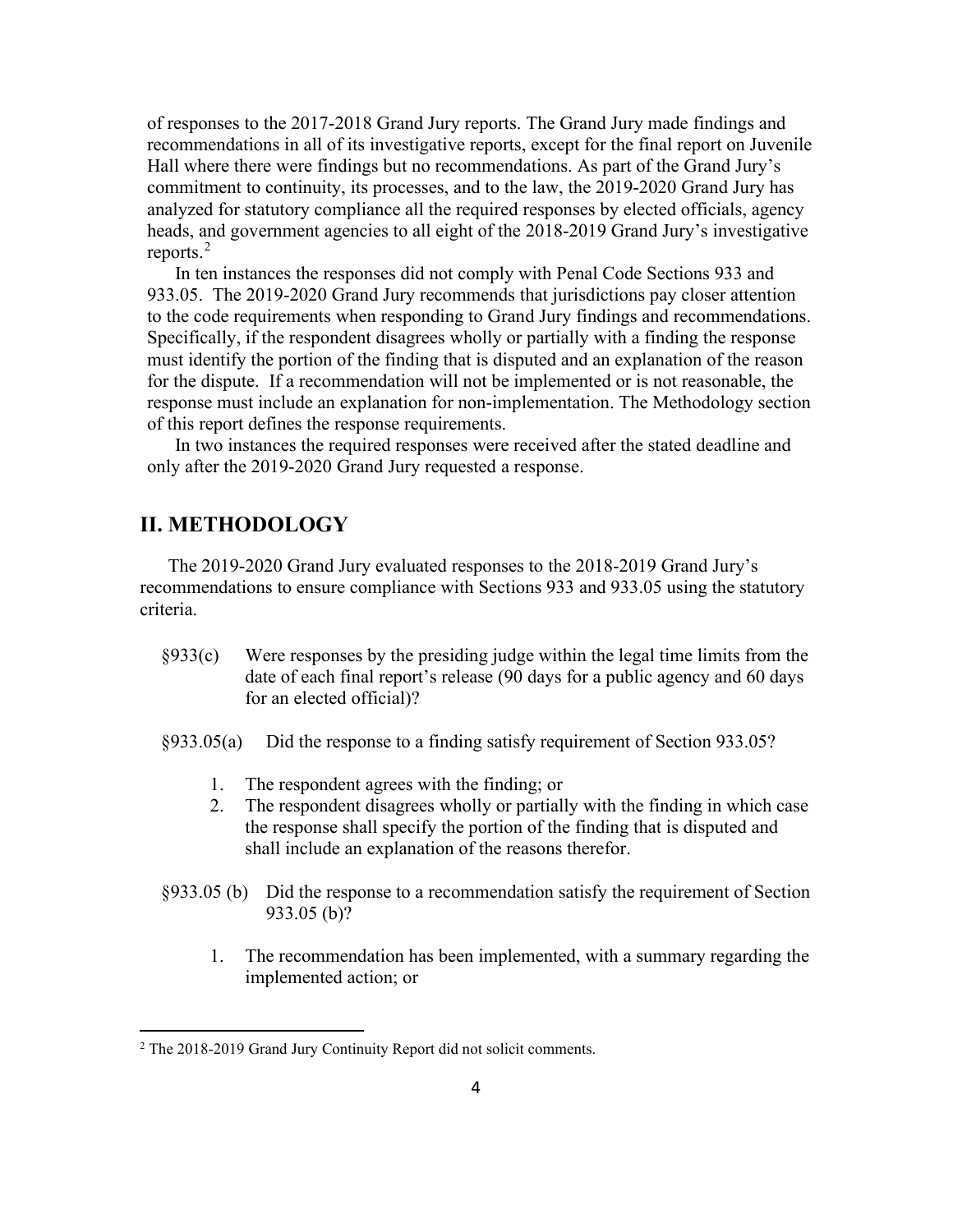of responses to the 2017-2018 Grand Jury reports. The Grand Jury made findings and recommendations in all of its investigative reports, except for the final report on Juvenile Hall where there were findings but no recommendations. As part of the Grand Jury's commitment to continuity, its processes, and to the law, the 2019-2020 Grand Jury has analyzed for statutory compliance all the required responses by elected officials, agency heads, and government agencies to all eight of the 2018-2019 Grand Jury's investigative reports.[2]

In ten instances the responses did not comply with Penal Code Sections 933 and 933.05. The 2019-2020 Grand Jury recommends that jurisdictions pay closer attention to the code requirements when responding to Grand Jury findings and recommendations. Specifically, if the respondent disagrees wholly or partially with a finding the response must identify the portion of the finding that is disputed and an explanation of the reason for the dispute. If a recommendation will not be implemented or is not reasonable, the response must include an explanation for non-implementation. The Methodology section of this report defines the response requirements.

In two instances the required responses were received after the stated deadline and only after the 2019-2020 Grand Jury requested a response.

## II. METHODOLOGY

The 2019-2020 Grand Jury evaluated responses to the 2018-2019 Grand Jury's recommendations to ensure compliance with Sections 933 and 933.05 using the statutory criteria.

§933(c) Were responses by the presiding judge within the legal time limits from the date of each final report's release (90 days for a public agency and 60 days for an elected official)?

§933.05(a) Did the response to a finding satisfy requirement of Section 933.05?

1. The respondent agrees with the finding; or
2. The respondent disagrees wholly or partially with the finding in which case the response shall specify the portion of the finding that is disputed and shall include an explanation of the reasons therefor.

§933.05 (b) Did the response to a recommendation satisfy the requirement of Section 933.05 (b)?

1. The recommendation has been implemented, with a summary regarding the implemented action; or

[2] The 2018-2019 Grand Jury Continuity Report did not solicit comments.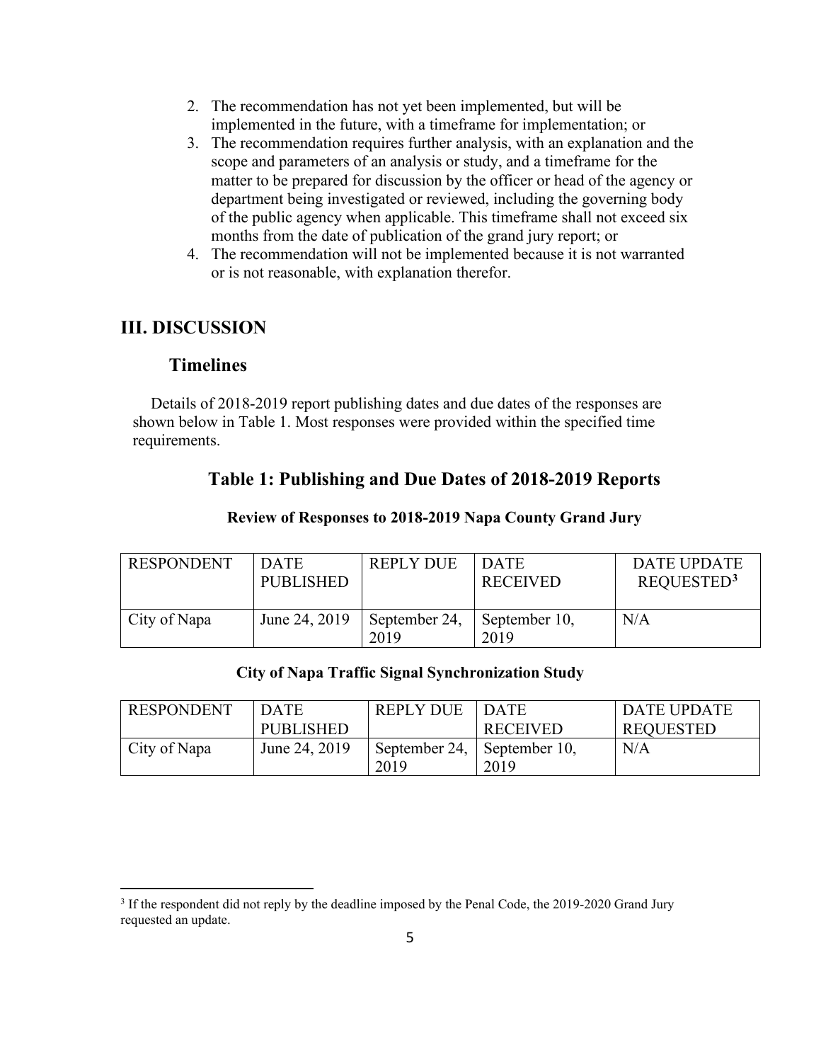2. The recommendation has not yet been implemented, but will be implemented in the future, with a timeframe for implementation; or
3. The recommendation requires further analysis, with an explanation and the scope and parameters of an analysis or study, and a timeframe for the matter to be prepared for discussion by the officer or head of the agency or department being investigated or reviewed, including the governing body of the public agency when applicable. This timeframe shall not exceed six months from the date of publication of the grand jury report; or
4. The recommendation will not be implemented because it is not warranted or is not reasonable, with explanation therefor.

## III. DISCUSSION

### Timelines

Details of 2018-2019 report publishing dates and due dates of the responses are shown below in Table 1. Most responses were provided within the specified time requirements.

### Table 1: Publishing and Due Dates of 2018-2019 Reports

**Review of Responses to 2018-2019 Napa County Grand Jury**

| RESPONDENT | DATE PUBLISHED | REPLY DUE | DATE RECEIVED | DATE UPDATE REQUESTED[3] |
|---|---|---|---|---|
| City of Napa | June 24, 2019 | September 24, 2019 | September 10, 2019 | N/A |

**City of Napa Traffic Signal Synchronization Study**

| RESPONDENT | DATE PUBLISHED | REPLY DUE | DATE RECEIVED | DATE UPDATE REQUESTED |
|---|---|---|---|---|
| City of Napa | June 24, 2019 | September 24, 2019 | September 10, 2019 | N/A |

[3] If the respondent did not reply by the deadline imposed by the Penal Code, the 2019-2020 Grand Jury requested an update.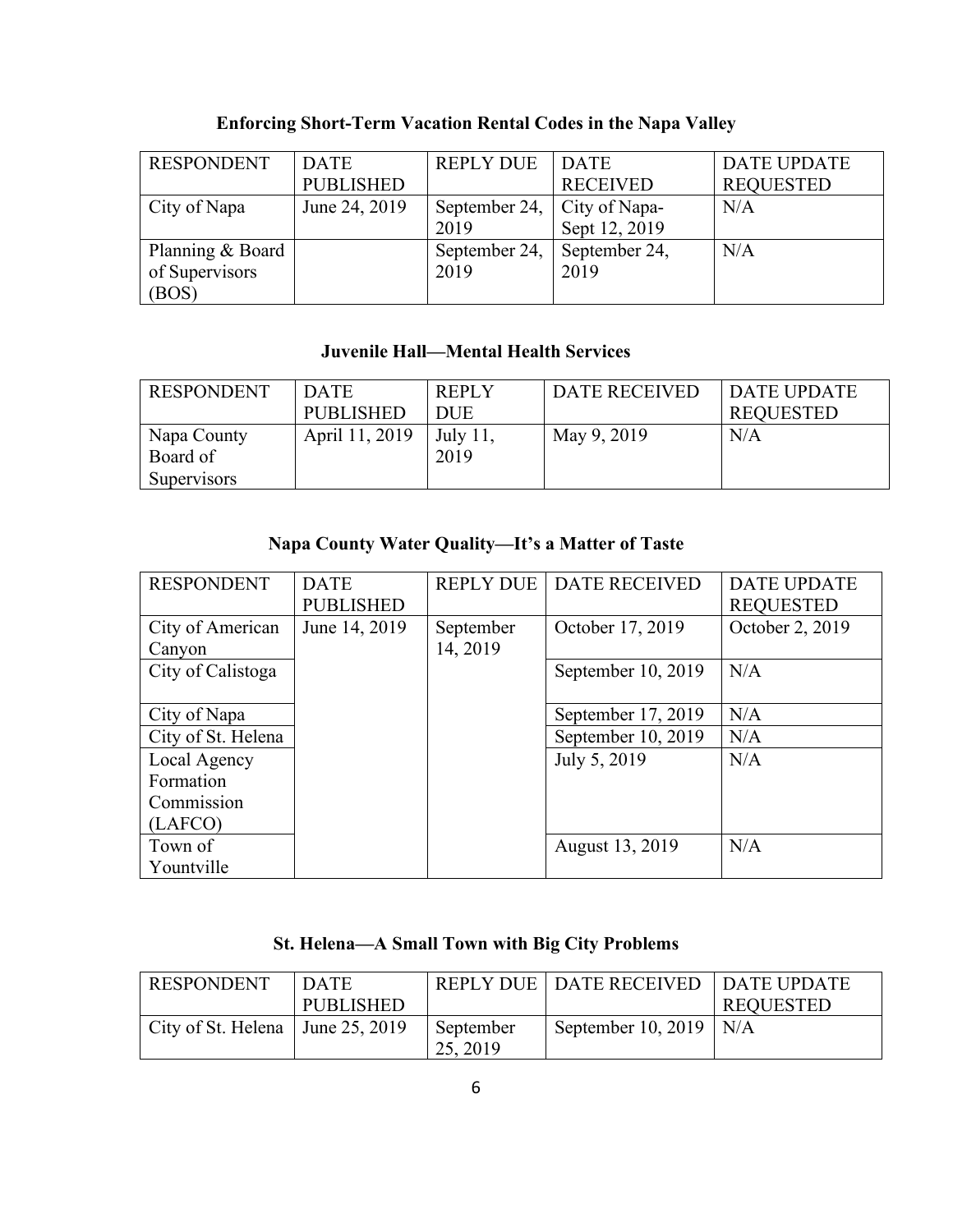**Enforcing Short-Term Vacation Rental Codes in the Napa Valley**

| RESPONDENT | DATE PUBLISHED | REPLY DUE | DATE RECEIVED | DATE UPDATE REQUESTED |
|---|---|---|---|---|
| City of Napa | June 24, 2019 | September 24, 2019 | City of Napa- Sept 12, 2019 | N/A |
| Planning & Board of Supervisors (BOS) | | September 24, 2019 | September 24, 2019 | N/A |

**Juvenile Hall—Mental Health Services**

| RESPONDENT | DATE PUBLISHED | REPLY DUE | DATE RECEIVED | DATE UPDATE REQUESTED |
|---|---|---|---|---|
| Napa County Board of Supervisors | April 11, 2019 | July 11, 2019 | May 9, 2019 | N/A |

**Napa County Water Quality—It's a Matter of Taste**

| RESPONDENT | DATE PUBLISHED | REPLY DUE | DATE RECEIVED | DATE UPDATE REQUESTED |
|---|---|---|---|---|
| City of American Canyon | June 14, 2019 | September 14, 2019 | October 17, 2019 | October 2, 2019 |
| City of Calistoga | | | September 10, 2019 | N/A |
| City of Napa | | | September 17, 2019 | N/A |
| City of St. Helena | | | September 10, 2019 | N/A |
| Local Agency Formation Commission (LAFCO) | | | July 5, 2019 | N/A |
| Town of Yountville | | | August 13, 2019 | N/A |

**St. Helena—A Small Town with Big City Problems**

| RESPONDENT | DATE PUBLISHED | REPLY DUE | DATE RECEIVED | DATE UPDATE REQUESTED |
|---|---|---|---|---|
| City of St. Helena | June 25, 2019 | September 25, 2019 | September 10, 2019 | N/A |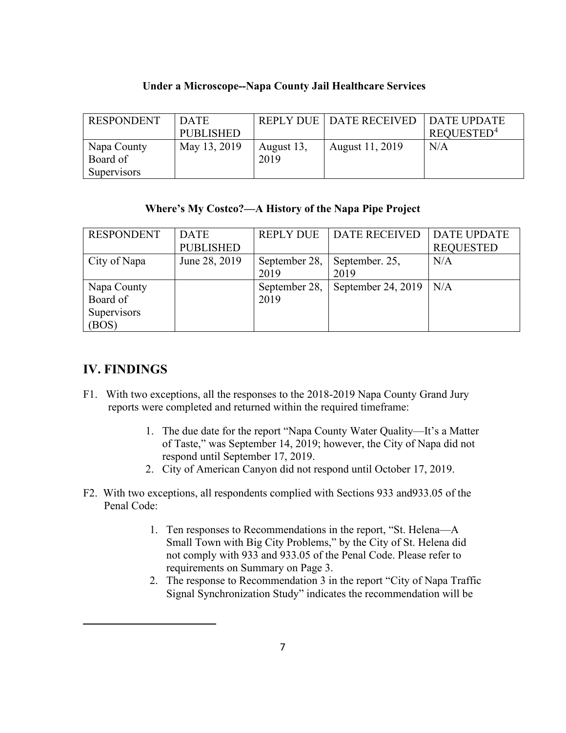**Under a Microscope--Napa County Jail Healthcare Services**

| RESPONDENT | DATE PUBLISHED | REPLY DUE | DATE RECEIVED | DATE UPDATE REQUESTED[4] |
|---|---|---|---|---|
| Napa County Board of Supervisors | May 13, 2019 | August 13, 2019 | August 11, 2019 | N/A |

**Where's My Costco?—A History of the Napa Pipe Project**

| RESPONDENT | DATE PUBLISHED | REPLY DUE | DATE RECEIVED | DATE UPDATE REQUESTED |
|---|---|---|---|---|
| City of Napa | June 28, 2019 | September 28, 2019 | September. 25, 2019 | N/A |
| Napa County Board of Supervisors (BOS) | | September 28, 2019 | September 24, 2019 | N/A |

## IV. FINDINGS

F1. With two exceptions, all the responses to the 2018-2019 Napa County Grand Jury reports were completed and returned within the required timeframe:

1. The due date for the report "Napa County Water Quality—It's a Matter of Taste," was September 14, 2019; however, the City of Napa did not respond until September 17, 2019.
2. City of American Canyon did not respond until October 17, 2019.

F2. With two exceptions, all respondents complied with Sections 933 and933.05 of the Penal Code:

1. Ten responses to Recommendations in the report, "St. Helena—A Small Town with Big City Problems," by the City of St. Helena did not comply with 933 and 933.05 of the Penal Code. Please refer to requirements on Summary on Page 3.
2. The response to Recommendation 3 in the report "City of Napa Traffic Signal Synchronization Study" indicates the recommendation will be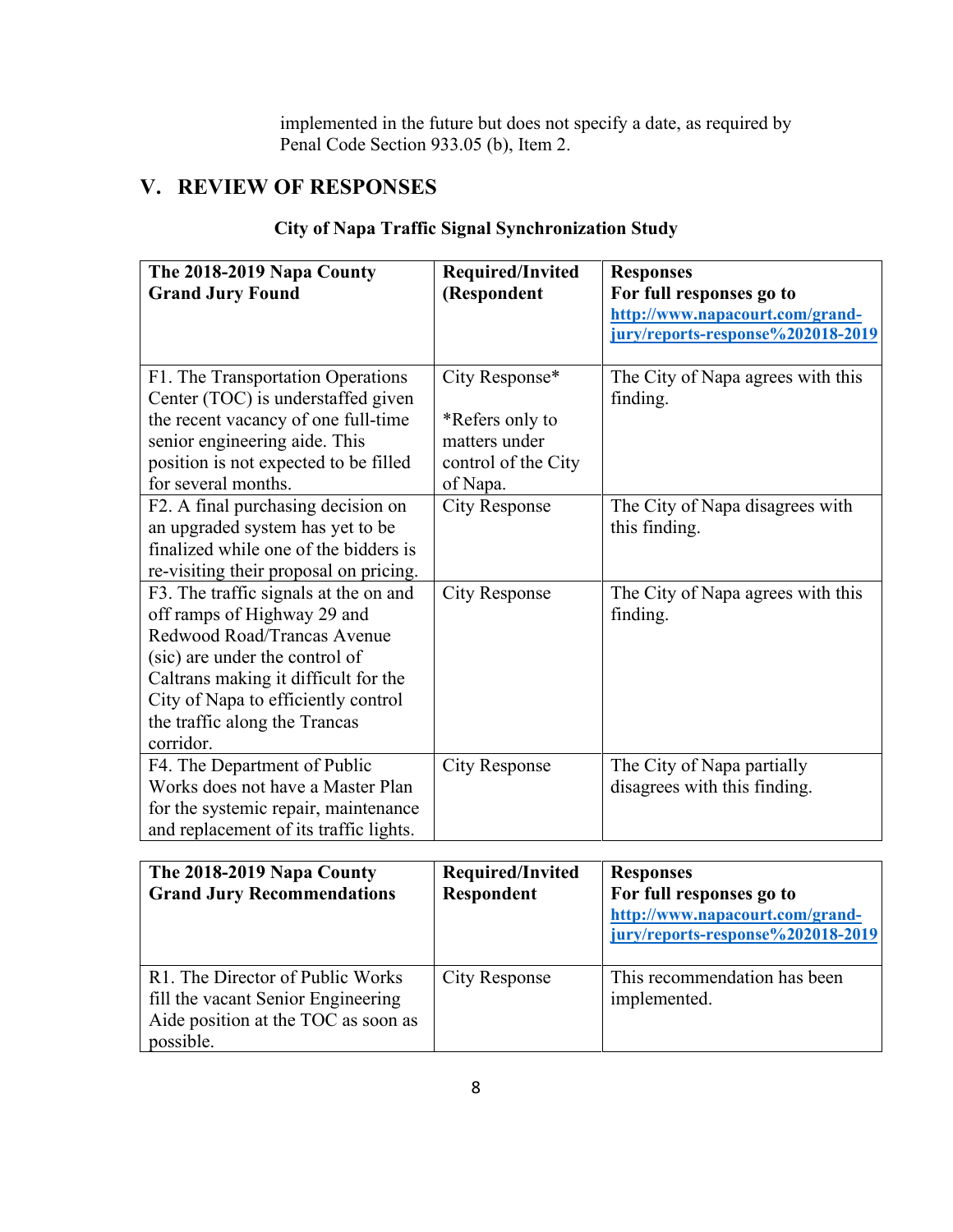implemented in the future but does not specify a date, as required by Penal Code Section 933.05 (b), Item 2.

## V. REVIEW OF RESPONSES

**City of Napa Traffic Signal Synchronization Study**

| **The 2018-2019 Napa County Grand Jury Found** | **Required/Invited (Respondent** | **Responses For full responses go to [http://www.napacourt.com/grand-jury/reports-response%202018-2019](http://www.napacourt.com/grand-jury/reports-response%202018-2019)** |
|---|---|---|
| F1. The Transportation Operations Center (TOC) is understaffed given the recent vacancy of one full-time senior engineering aide. This position is not expected to be filled for several months. | City Response* <br><br> *Refers only to matters under control of the City of Napa. | The City of Napa agrees with this finding. |
| F2. A final purchasing decision on an upgraded system has yet to be finalized while one of the bidders is re-visiting their proposal on pricing. | City Response | The City of Napa disagrees with this finding. |
| F3. The traffic signals at the on and off ramps of Highway 29 and Redwood Road/Trancas Avenue (sic) are under the control of Caltrans making it difficult for the City of Napa to efficiently control the traffic along the Trancas corridor. | City Response | The City of Napa agrees with this finding. |
| F4. The Department of Public Works does not have a Master Plan for the systemic repair, maintenance and replacement of its traffic lights. | City Response | The City of Napa partially disagrees with this finding. |

| **The 2018-2019 Napa County Grand Jury Recommendations** | **Required/Invited Respondent** | **Responses For full responses go to [http://www.napacourt.com/grand-jury/reports-response%202018-2019](http://www.napacourt.com/grand-jury/reports-response%202018-2019)** |
|---|---|---|
| R1. The Director of Public Works fill the vacant Senior Engineering Aide position at the TOC as soon as possible. | City Response | This recommendation has been implemented. |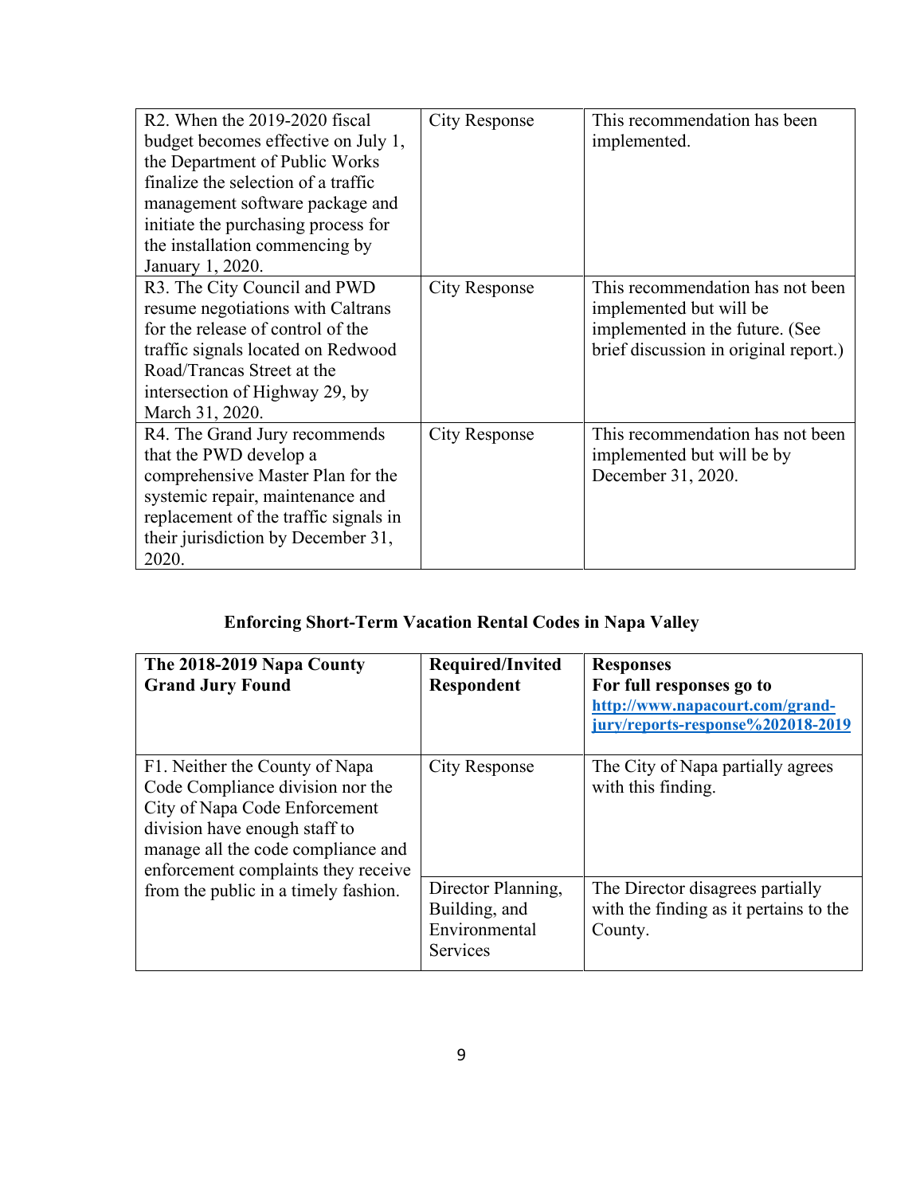| | | |
|---|---|---|
| R2. When the 2019-2020 fiscal budget becomes effective on July 1, the Department of Public Works finalize the selection of a traffic management software package and initiate the purchasing process for the installation commencing by January 1, 2020. | City Response | This recommendation has been implemented. |
| R3. The City Council and PWD resume negotiations with Caltrans for the release of control of the traffic signals located on Redwood Road/Trancas Street at the intersection of Highway 29, by March 31, 2020. | City Response | This recommendation has not been implemented but will be implemented in the future. (See brief discussion in original report.) |
| R4. The Grand Jury recommends that the PWD develop a comprehensive Master Plan for the systemic repair, maintenance and replacement of the traffic signals in their jurisdiction by December 31, 2020. | City Response | This recommendation has not been implemented but will be by December 31, 2020. |

## Enforcing Short-Term Vacation Rental Codes in Napa Valley

| **The 2018-2019 Napa County Grand Jury Found** | **Required/Invited Respondent** | **Responses For full responses go to [http://www.napacourt.com/grand-jury/reports-response%202018-2019](http://www.napacourt.com/grand-jury/reports-response%202018-2019)** |
|---|---|---|
| F1. Neither the County of Napa Code Compliance division nor the City of Napa Code Enforcement division have enough staff to manage all the code compliance and enforcement complaints they receive from the public in a timely fashion. | City Response | The City of Napa partially agrees with this finding. |
| | Director Planning, Building, and Environmental Services | The Director disagrees partially with the finding as it pertains to the County. |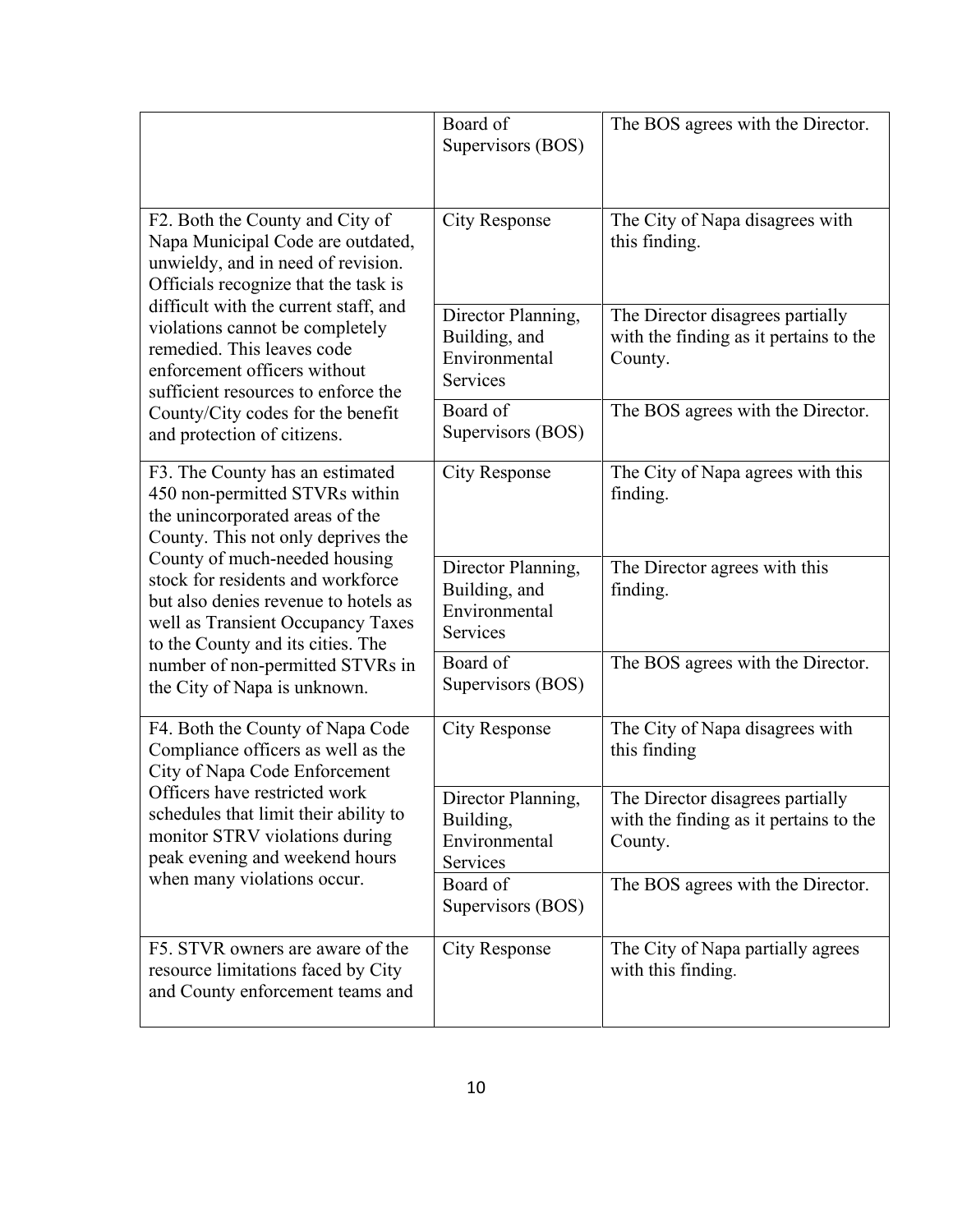| | | |
|---|---|---|
| | Board of Supervisors (BOS) | The BOS agrees with the Director. |
| F2. Both the County and City of Napa Municipal Code are outdated, unwieldy, and in need of revision. Officials recognize that the task is difficult with the current staff, and violations cannot be completely remedied. This leaves code enforcement officers without sufficient resources to enforce the County/City codes for the benefit and protection of citizens. | City Response | The City of Napa disagrees with this finding. |
| | Director Planning, Building, and Environmental Services | The Director disagrees partially with the finding as it pertains to the County. |
| | Board of Supervisors (BOS) | The BOS agrees with the Director. |
| F3. The County has an estimated 450 non-permitted STVRs within the unincorporated areas of the County. This not only deprives the County of much-needed housing stock for residents and workforce but also denies revenue to hotels as well as Transient Occupancy Taxes to the County and its cities. The number of non-permitted STVRs in the City of Napa is unknown. | City Response | The City of Napa agrees with this finding. |
| | Director Planning, Building, and Environmental Services | The Director agrees with this finding. |
| | Board of Supervisors (BOS) | The BOS agrees with the Director. |
| F4. Both the County of Napa Code Compliance officers as well as the City of Napa Code Enforcement Officers have restricted work schedules that limit their ability to monitor STRV violations during peak evening and weekend hours when many violations occur. | City Response | The City of Napa disagrees with this finding |
| | Director Planning, Building, Environmental Services | The Director disagrees partially with the finding as it pertains to the County. |
| | Board of Supervisors (BOS) | The BOS agrees with the Director. |
| F5. STVR owners are aware of the resource limitations faced by City and County enforcement teams and | City Response | The City of Napa partially agrees with this finding. |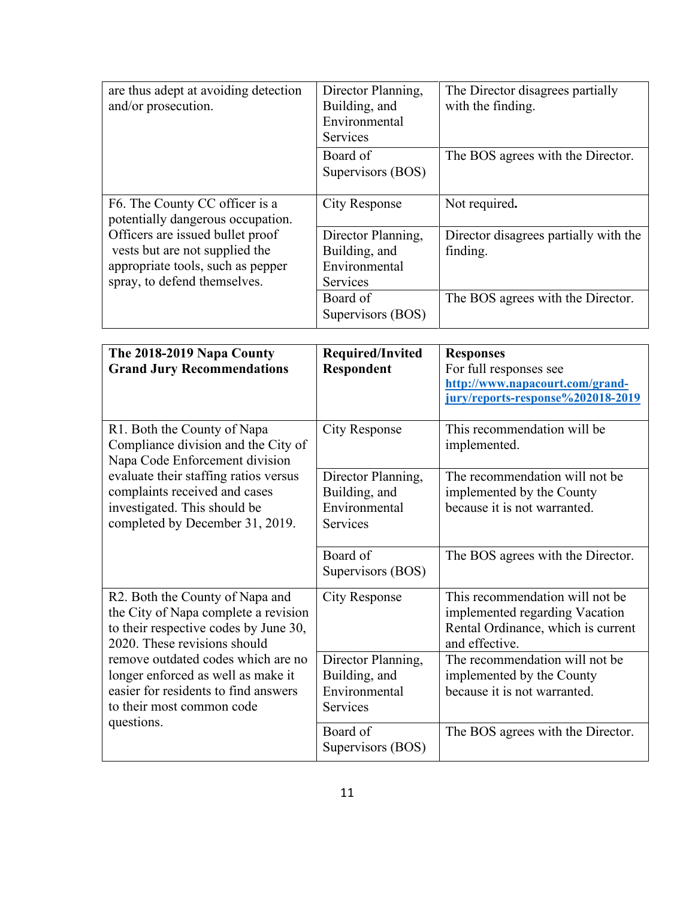| | | |
|---|---|---|
| are thus adept at avoiding detection and/or prosecution. | Director Planning, Building, and Environmental Services | The Director disagrees partially with the finding. |
| | Board of Supervisors (BOS) | The BOS agrees with the Director. |
| F6. The County CC officer is a potentially dangerous occupation. Officers are issued bullet proof vests but are not supplied the appropriate tools, such as pepper spray, to defend themselves. | City Response | Not required**.** |
| | Director Planning, Building, and Environmental Services | Director disagrees partially with the finding. |
| | Board of Supervisors (BOS) | The BOS agrees with the Director. |

| **The 2018-2019 Napa County Grand Jury Recommendations** | **Required/Invited Respondent** | **Responses**<br>For full responses see **http://www.napacourt.com/grand-jury/reports-response%202018-2019** |
|---|---|---|
| R1. Both the County of Napa Compliance division and the City of Napa Code Enforcement division evaluate their staffing ratios versus complaints received and cases investigated. This should be completed by December 31, 2019. | City Response | This recommendation will be implemented. |
| | Director Planning, Building, and Environmental Services | The recommendation will not be implemented by the County because it is not warranted. |
| | Board of Supervisors (BOS) | The BOS agrees with the Director. |
| R2. Both the County of Napa and the City of Napa complete a revision to their respective codes by June 30, 2020. These revisions should remove outdated codes which are no longer enforced as well as make it easier for residents to find answers to their most common code questions. | City Response | This recommendation will not be implemented regarding Vacation Rental Ordinance, which is current and effective. |
| | Director Planning, Building, and Environmental Services | The recommendation will not be implemented by the County because it is not warranted. |
| | Board of Supervisors (BOS) | The BOS agrees with the Director. |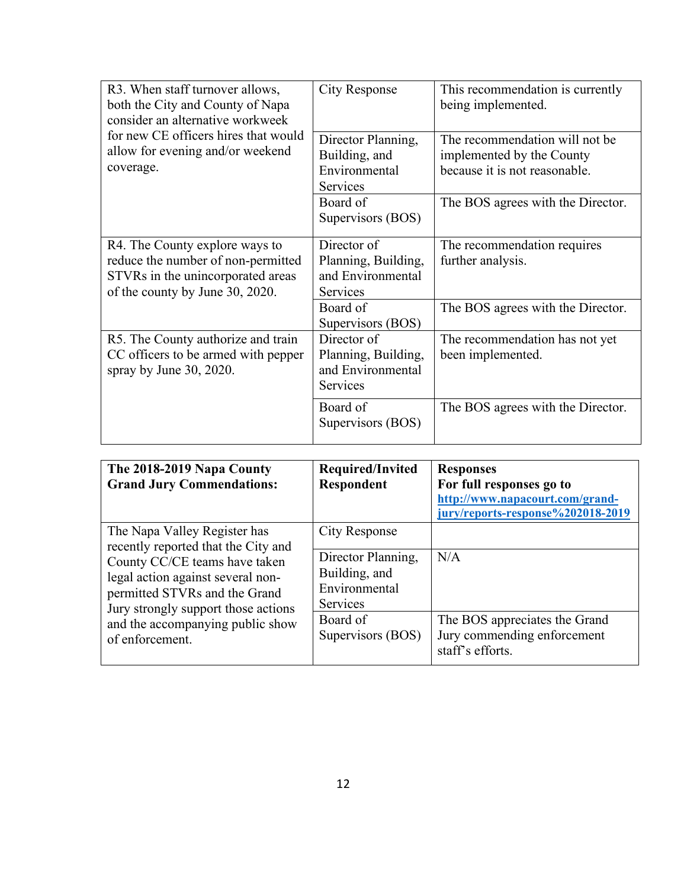| | | |
|---|---|---|
| R3. When staff turnover allows, both the City and County of Napa consider an alternative workweek for new CE officers hires that would allow for evening and/or weekend coverage. | City Response | This recommendation is currently being implemented. |
| | Director Planning, Building, and Environmental Services | The recommendation will not be implemented by the County because it is not reasonable. |
| | Board of Supervisors (BOS) | The BOS agrees with the Director. |
| R4. The County explore ways to reduce the number of non-permitted STVRs in the unincorporated areas of the county by June 30, 2020. | Director of Planning, Building, and Environmental Services | The recommendation requires further analysis. |
| | Board of Supervisors (BOS) | The BOS agrees with the Director. |
| R5. The County authorize and train CC officers to be armed with pepper spray by June 30, 2020. | Director of Planning, Building, and Environmental Services | The recommendation has not yet been implemented. |
| | Board of Supervisors (BOS) | The BOS agrees with the Director. |

| **The 2018-2019 Napa County Grand Jury Commendations:** | **Required/Invited Respondent** | **Responses For full responses go to [http://www.napacourt.com/grand-jury/reports-response%202018-2019](http://www.napacourt.com/grand-jury/reports-response%202018-2019)** |
|---|---|---|
| The Napa Valley Register has recently reported that the City and County CC/CE teams have taken legal action against several non-permitted STVRs and the Grand Jury strongly support those actions and the accompanying public show of enforcement. | City Response | |
| | Director Planning, Building, and Environmental Services | N/A |
| | Board of Supervisors (BOS) | The BOS appreciates the Grand Jury commending enforcement staff's efforts. |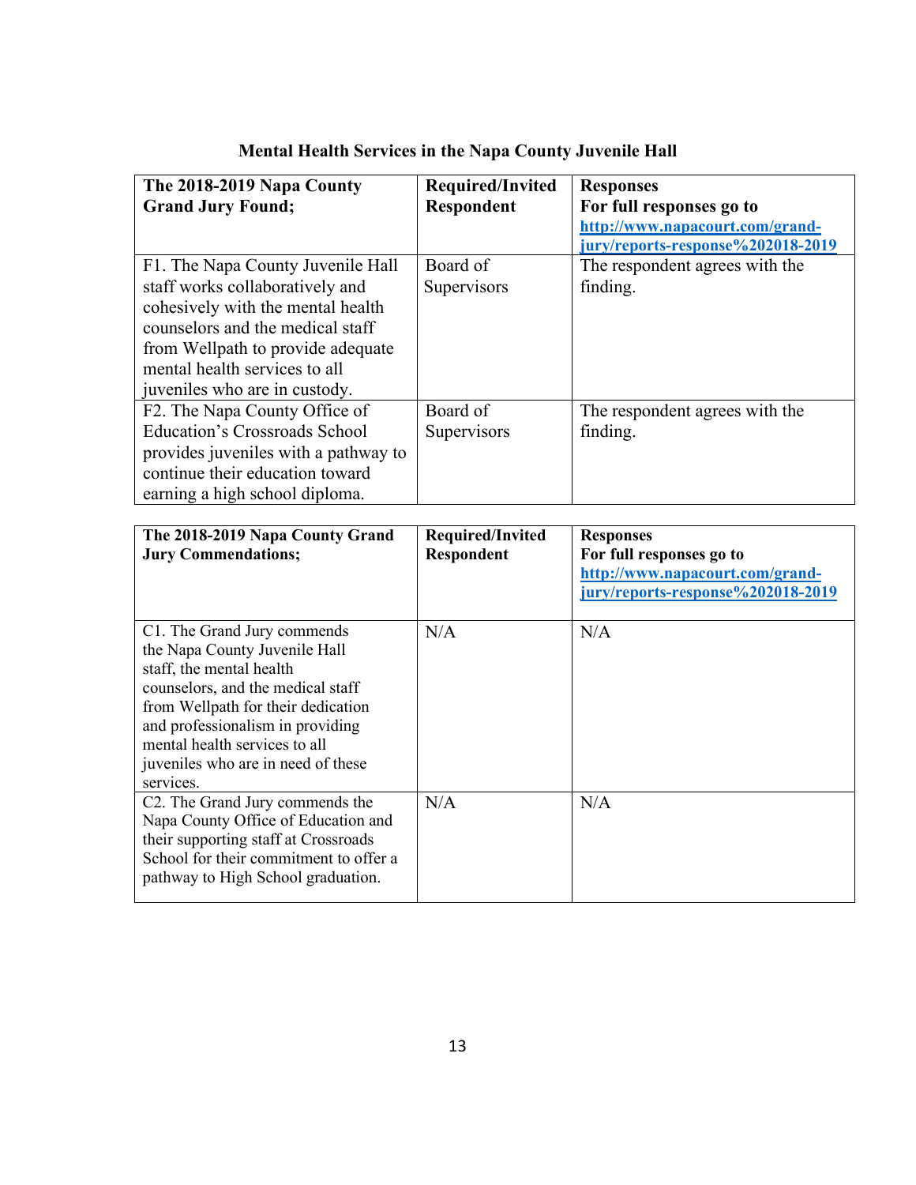**Mental Health Services in the Napa County Juvenile Hall**

| **The 2018-2019 Napa County Grand Jury Found;** | **Required/Invited Respondent** | **Responses**<br>**For full responses go to** [http://www.napacourt.com/grand-jury/reports-response%202018-2019](http://www.napacourt.com/grand-jury/reports-response%202018-2019) |
|---|---|---|
| F1. The Napa County Juvenile Hall staff works collaboratively and cohesively with the mental health counselors and the medical staff from Wellpath to provide adequate mental health services to all juveniles who are in custody. | Board of Supervisors | The respondent agrees with the finding. |
| F2. The Napa County Office of Education's Crossroads School provides juveniles with a pathway to continue their education toward earning a high school diploma. | Board of Supervisors | The respondent agrees with the finding. |

| **The 2018-2019 Napa County Grand Jury Commendations;** | **Required/Invited Respondent** | **Responses**<br>**For full responses go to** [http://www.napacourt.com/grand-jury/reports-response%202018-2019](http://www.napacourt.com/grand-jury/reports-response%202018-2019) |
|---|---|---|
| C1. The Grand Jury commends the Napa County Juvenile Hall staff, the mental health counselors, and the medical staff from Wellpath for their dedication and professionalism in providing mental health services to all juveniles who are in need of these services. | N/A | N/A |
| C2. The Grand Jury commends the Napa County Office of Education and their supporting staff at Crossroads School for their commitment to offer a pathway to High School graduation. | N/A | N/A |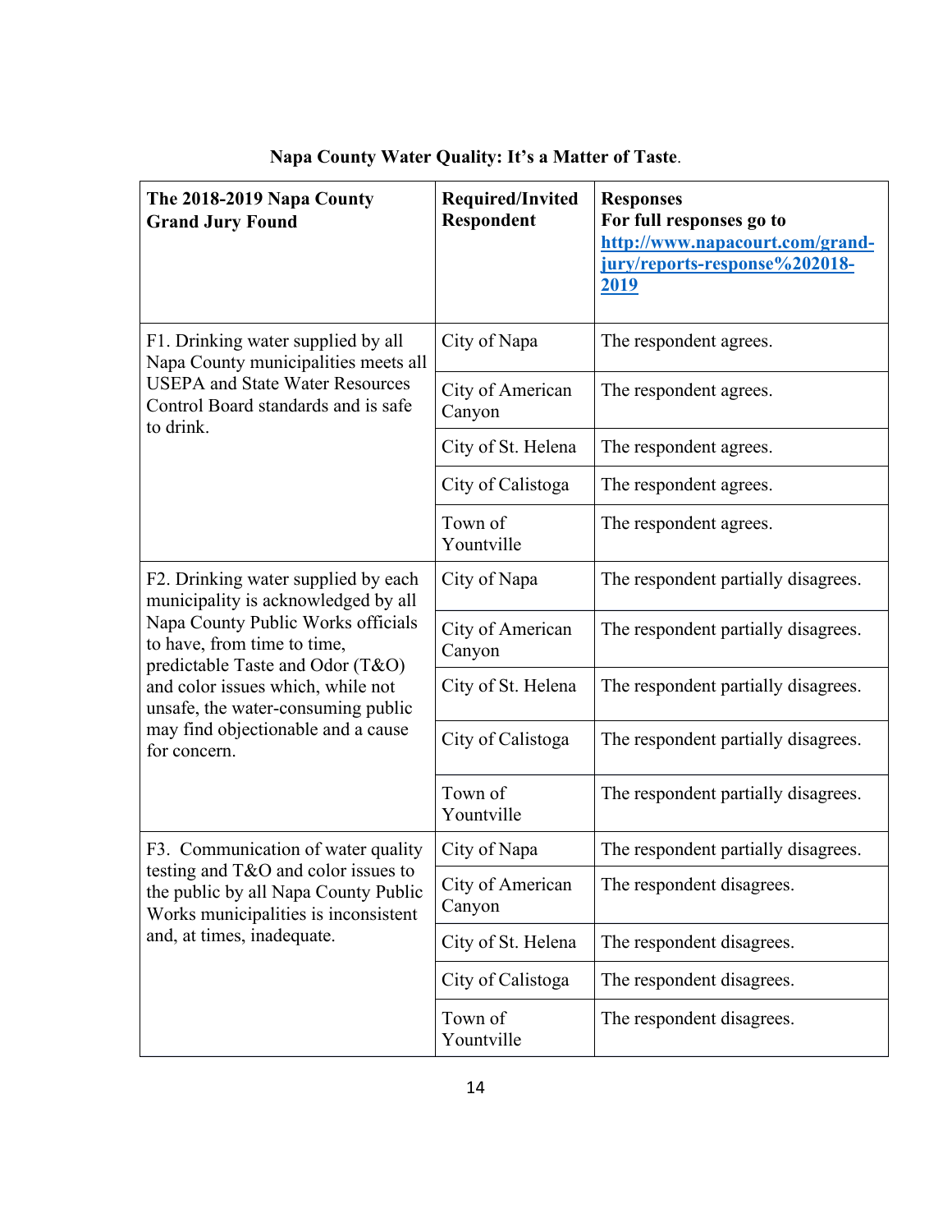**Napa County Water Quality: It's a Matter of Taste**.

| The 2018-2019 Napa County Grand Jury Found | Required/Invited Respondent | Responses For full responses go to [http://www.napacourt.com/grand-jury/reports-response%202018-2019](http://www.napacourt.com/grand-jury/reports-response%202018-2019) |
|---|---|---|
| F1. Drinking water supplied by all Napa County municipalities meets all USEPA and State Water Resources Control Board standards and is safe to drink. | City of Napa | The respondent agrees. |
| | City of American Canyon | The respondent agrees. |
| | City of St. Helena | The respondent agrees. |
| | City of Calistoga | The respondent agrees. |
| | Town of Yountville | The respondent agrees. |
| F2. Drinking water supplied by each municipality is acknowledged by all Napa County Public Works officials to have, from time to time, predictable Taste and Odor (T&O) and color issues which, while not unsafe, the water-consuming public may find objectionable and a cause for concern. | City of Napa | The respondent partially disagrees. |
| | City of American Canyon | The respondent partially disagrees. |
| | City of St. Helena | The respondent partially disagrees. |
| | City of Calistoga | The respondent partially disagrees. |
| | Town of Yountville | The respondent partially disagrees. |
| F3. Communication of water quality testing and T&O and color issues to the public by all Napa County Public Works municipalities is inconsistent and, at times, inadequate. | City of Napa | The respondent partially disagrees. |
| | City of American Canyon | The respondent disagrees. |
| | City of St. Helena | The respondent disagrees. |
| | City of Calistoga | The respondent disagrees. |
| | Town of Yountville | The respondent disagrees. |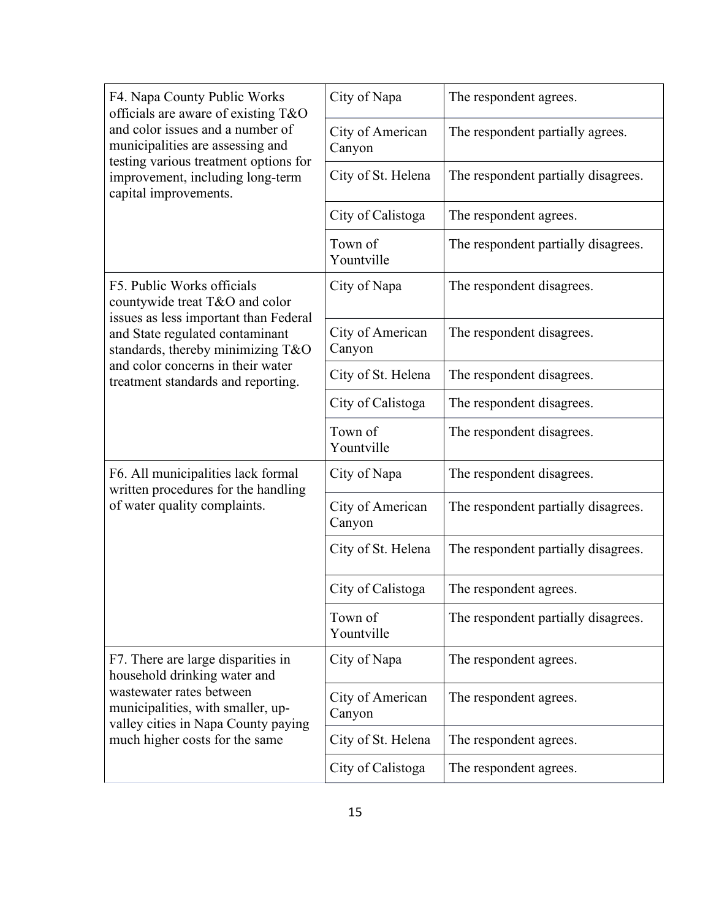| | | |
|---|---|---|
| F4. Napa County Public Works officials are aware of existing T&O and color issues and a number of municipalities are assessing and testing various treatment options for improvement, including long-term capital improvements. | City of Napa | The respondent agrees. |
| | City of American Canyon | The respondent partially agrees. |
| | City of St. Helena | The respondent partially disagrees. |
| | City of Calistoga | The respondent agrees. |
| | Town of Yountville | The respondent partially disagrees. |
| F5. Public Works officials countywide treat T&O and color issues as less important than Federal and State regulated contaminant standards, thereby minimizing T&O and color concerns in their water treatment standards and reporting. | City of Napa | The respondent disagrees. |
| | City of American Canyon | The respondent disagrees. |
| | City of St. Helena | The respondent disagrees. |
| | City of Calistoga | The respondent disagrees. |
| | Town of Yountville | The respondent disagrees. |
| F6. All municipalities lack formal written procedures for the handling of water quality complaints. | City of Napa | The respondent disagrees. |
| | City of American Canyon | The respondent partially disagrees. |
| | City of St. Helena | The respondent partially disagrees. |
| | City of Calistoga | The respondent agrees. |
| | Town of Yountville | The respondent partially disagrees. |
| F7. There are large disparities in household drinking water and wastewater rates between municipalities, with smaller, up-valley cities in Napa County paying much higher costs for the same | City of Napa | The respondent agrees. |
| | City of American Canyon | The respondent agrees. |
| | City of St. Helena | The respondent agrees. |
| | City of Calistoga | The respondent agrees. |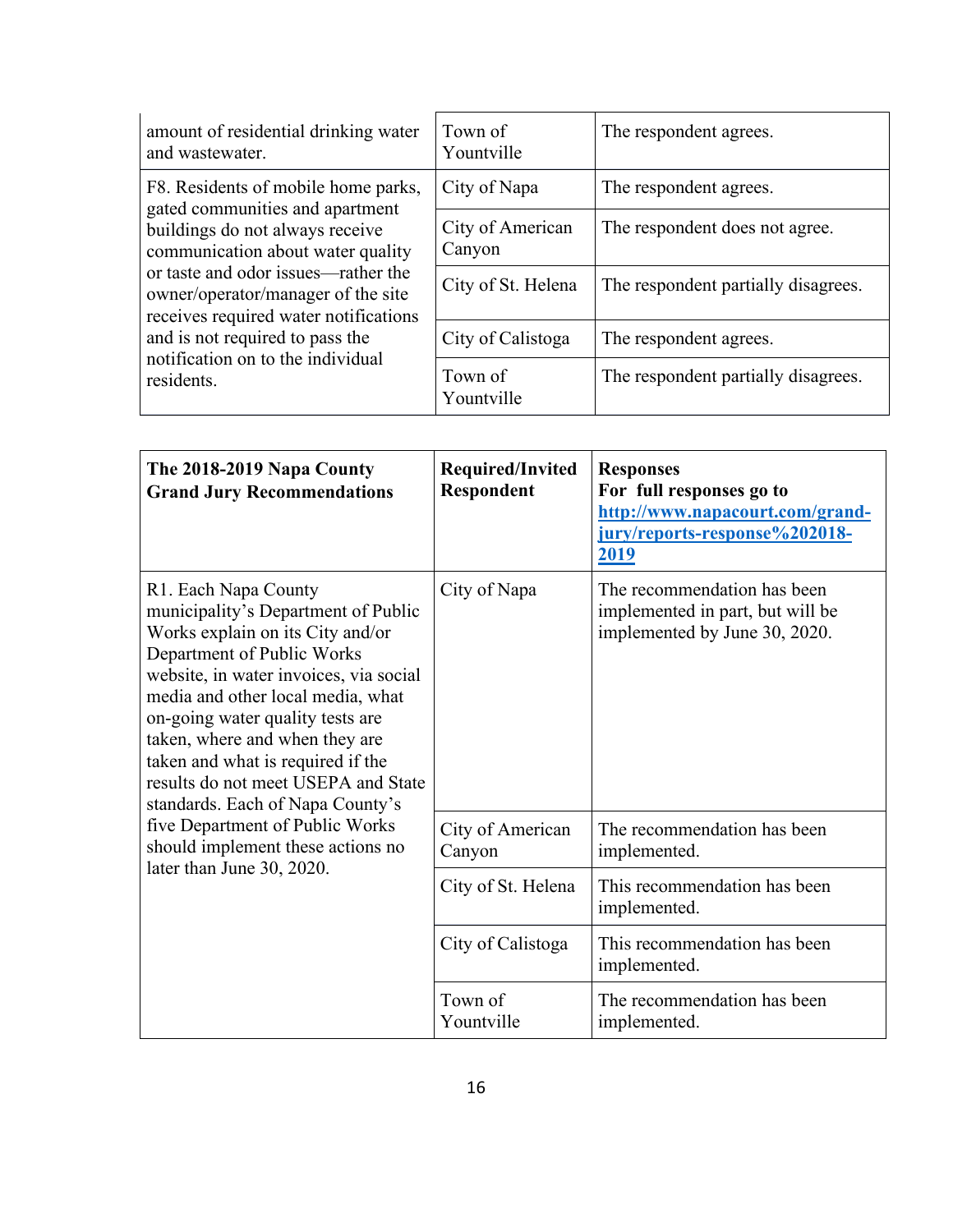| | | |
|---|---|---|
| amount of residential drinking water and wastewater. | Town of Yountville | The respondent agrees. |
| F8. Residents of mobile home parks, gated communities and apartment buildings do not always receive communication about water quality or taste and odor issues—rather the owner/operator/manager of the site receives required water notifications and is not required to pass the notification on to the individual residents. | City of Napa | The respondent agrees. |
| | City of American Canyon | The respondent does not agree. |
| | City of St. Helena | The respondent partially disagrees. |
| | City of Calistoga | The respondent agrees. |
| | Town of Yountville | The respondent partially disagrees. |

| **The 2018-2019 Napa County Grand Jury Recommendations** | **Required/Invited Respondent** | **Responses For full responses go to [http://www.napacourt.com/grand-jury/reports-response%202018-2019](http://www.napacourt.com/grand-jury/reports-response%202018-2019)** |
|---|---|---|
| R1. Each Napa County municipality's Department of Public Works explain on its City and/or Department of Public Works website, in water invoices, via social media and other local media, what on-going water quality tests are taken, where and when they are taken and what is required if the results do not meet USEPA and State standards. Each of Napa County's five Department of Public Works should implement these actions no later than June 30, 2020. | City of Napa | The recommendation has been implemented in part, but will be implemented by June 30, 2020. |
| | City of American Canyon | The recommendation has been implemented. |
| | City of St. Helena | This recommendation has been implemented. |
| | City of Calistoga | This recommendation has been implemented. |
| | Town of Yountville | The recommendation has been implemented. |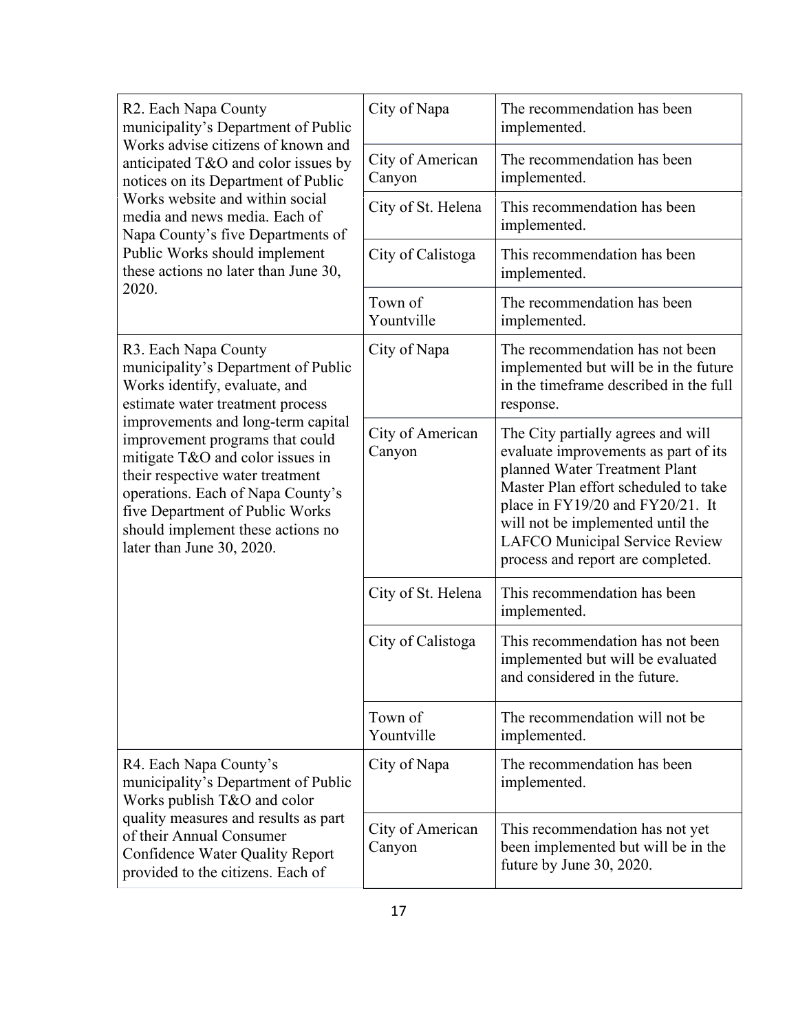| | | |
|---|---|---|
| R2. Each Napa County municipality's Department of Public Works advise citizens of known and anticipated T&O and color issues by notices on its Department of Public Works website and within social media and news media. Each of Napa County's five Departments of Public Works should implement these actions no later than June 30, 2020. | City of Napa | The recommendation has been implemented. |
| | City of American Canyon | The recommendation has been implemented. |
| | City of St. Helena | This recommendation has been implemented. |
| | City of Calistoga | This recommendation has been implemented. |
| | Town of Yountville | The recommendation has been implemented. |
| R3. Each Napa County municipality's Department of Public Works identify, evaluate, and estimate water treatment process improvements and long-term capital improvement programs that could mitigate T&O and color issues in their respective water treatment operations. Each of Napa County's five Department of Public Works should implement these actions no later than June 30, 2020. | City of Napa | The recommendation has not been implemented but will be in the future in the timeframe described in the full response. |
| | City of American Canyon | The City partially agrees and will evaluate improvements as part of its planned Water Treatment Plant Master Plan effort scheduled to take place in FY19/20 and FY20/21. It will not be implemented until the LAFCO Municipal Service Review process and report are completed. |
| | City of St. Helena | This recommendation has been implemented. |
| | City of Calistoga | This recommendation has not been implemented but will be evaluated and considered in the future. |
| | Town of Yountville | The recommendation will not be implemented. |
| R4. Each Napa County's municipality's Department of Public Works publish T&O and color quality measures and results as part of their Annual Consumer Confidence Water Quality Report provided to the citizens. Each of | City of Napa | The recommendation has been implemented. |
| | City of American Canyon | This recommendation has not yet been implemented but will be in the future by June 30, 2020. |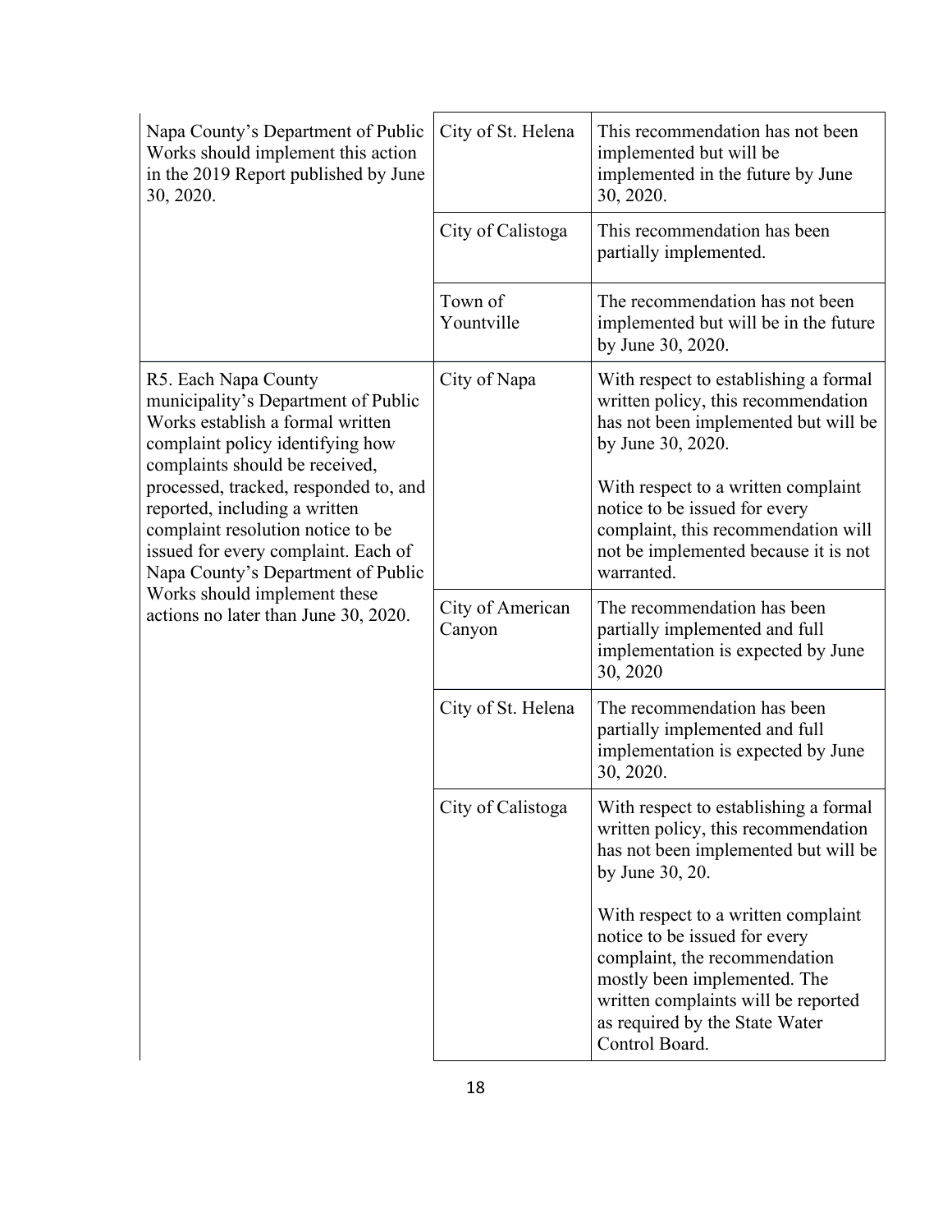| | | |
|---|---|---|
| Napa County's Department of Public Works should implement this action in the 2019 Report published by June 30, 2020. | City of St. Helena | This recommendation has not been implemented but will be implemented in the future by June 30, 2020. |
| | City of Calistoga | This recommendation has been partially implemented. |
| | Town of Yountville | The recommendation has not been implemented but will be in the future by June 30, 2020. |
| R5. Each Napa County municipality's Department of Public Works establish a formal written complaint policy identifying how complaints should be received, processed, tracked, responded to, and reported, including a written complaint resolution notice to be issued for every complaint. Each of Napa County's Department of Public Works should implement these actions no later than June 30, 2020. | City of Napa | With respect to establishing a formal written policy, this recommendation has not been implemented but will be by June 30, 2020.<br><br>With respect to a written complaint notice to be issued for every complaint, this recommendation will not be implemented because it is not warranted. |
| | City of American Canyon | The recommendation has been partially implemented and full implementation is expected by June 30, 2020 |
| | City of St. Helena | The recommendation has been partially implemented and full implementation is expected by June 30, 2020. |
| | City of Calistoga | With respect to establishing a formal written policy, this recommendation has not been implemented but will be by June 30, 20.<br><br>With respect to a written complaint notice to be issued for every complaint, the recommendation mostly been implemented. The written complaints will be reported as required by the State Water Control Board. |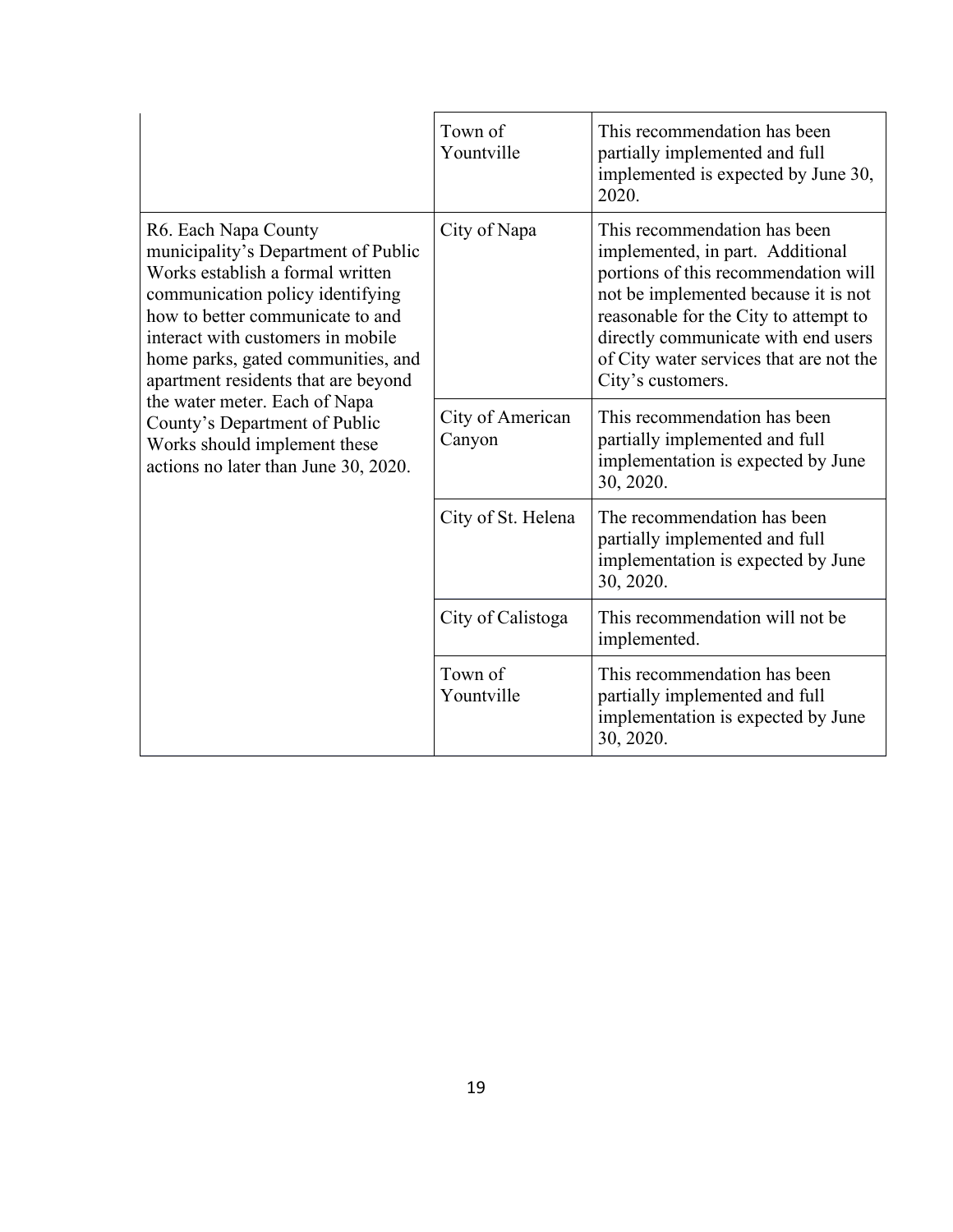| | | |
|---|---|---|
| | Town of Yountville | This recommendation has been partially implemented and full implemented is expected by June 30, 2020. |
| R6. Each Napa County municipality's Department of Public Works establish a formal written communication policy identifying how to better communicate to and interact with customers in mobile home parks, gated communities, and apartment residents that are beyond the water meter. Each of Napa County's Department of Public Works should implement these actions no later than June 30, 2020. | City of Napa | This recommendation has been implemented, in part. Additional portions of this recommendation will not be implemented because it is not reasonable for the City to attempt to directly communicate with end users of City water services that are not the City's customers. |
| | City of American Canyon | This recommendation has been partially implemented and full implementation is expected by June 30, 2020. |
| | City of St. Helena | The recommendation has been partially implemented and full implementation is expected by June 30, 2020. |
| | City of Calistoga | This recommendation will not be implemented. |
| | Town of Yountville | This recommendation has been partially implemented and full implementation is expected by June 30, 2020. |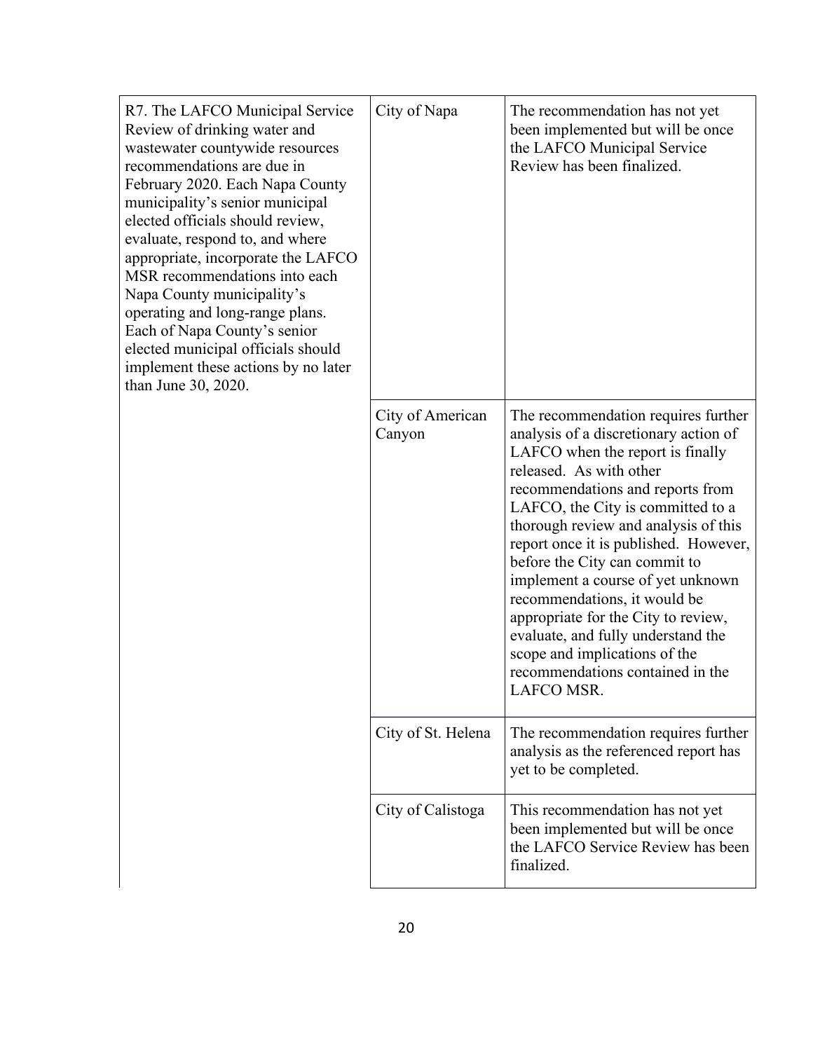| | | |
|---|---|---|
| R7. The LAFCO Municipal Service Review of drinking water and wastewater countywide resources recommendations are due in February 2020. Each Napa County municipality's senior municipal elected officials should review, evaluate, respond to, and where appropriate, incorporate the LAFCO MSR recommendations into each Napa County municipality's operating and long-range plans. Each of Napa County's senior elected municipal officials should implement these actions by no later than June 30, 2020. | City of Napa | The recommendation has not yet been implemented but will be once the LAFCO Municipal Service Review has been finalized. |
| | City of American Canyon | The recommendation requires further analysis of a discretionary action of LAFCO when the report is finally released. As with other recommendations and reports from LAFCO, the City is committed to a thorough review and analysis of this report once it is published. However, before the City can commit to implement a course of yet unknown recommendations, it would be appropriate for the City to review, evaluate, and fully understand the scope and implications of the recommendations contained in the LAFCO MSR. |
| | City of St. Helena | The recommendation requires further analysis as the referenced report has yet to be completed. |
| | City of Calistoga | This recommendation has not yet been implemented but will be once the LAFCO Service Review has been finalized. |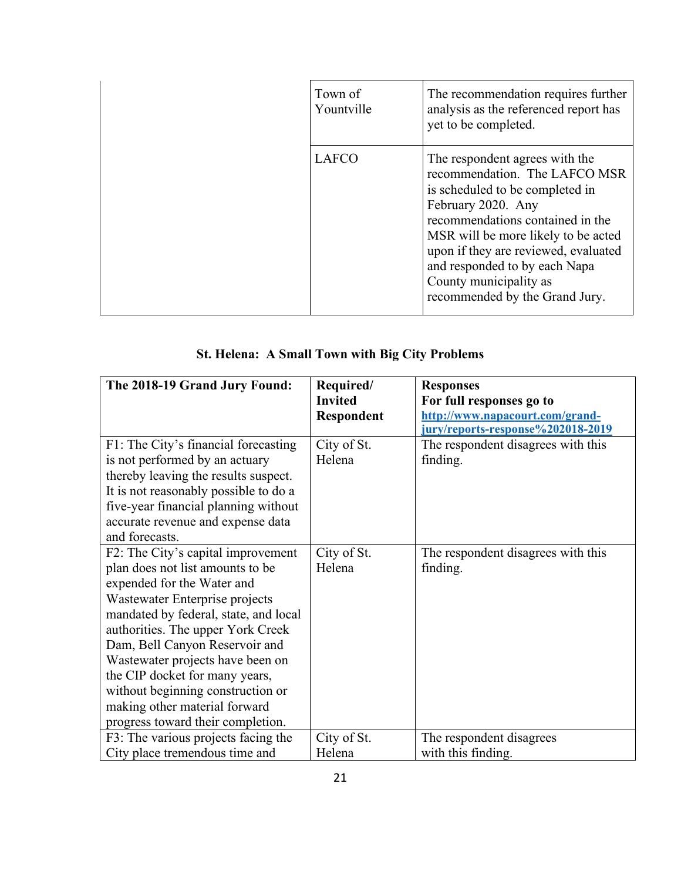| | | |
|---|---|---|
| | Town of Yountville | The recommendation requires further analysis as the referenced report has yet to be completed. |
| | LAFCO | The respondent agrees with the recommendation. The LAFCO MSR is scheduled to be completed in February 2020. Any recommendations contained in the MSR will be more likely to be acted upon if they are reviewed, evaluated and responded to by each Napa County municipality as recommended by the Grand Jury. |

### St. Helena: A Small Town with Big City Problems

| The 2018-19 Grand Jury Found: | Required/ Invited Respondent | Responses For full responses go to http://www.napacourt.com/grand-jury/reports-response%202018-2019 |
|---|---|---|
| F1: The City's financial forecasting is not performed by an actuary thereby leaving the results suspect. It is not reasonably possible to do a five-year financial planning without accurate revenue and expense data and forecasts. | City of St. Helena | The respondent disagrees with this finding. |
| F2: The City's capital improvement plan does not list amounts to be expended for the Water and Wastewater Enterprise projects mandated by federal, state, and local authorities. The upper York Creek Dam, Bell Canyon Reservoir and Wastewater projects have been on the CIP docket for many years, without beginning construction or making other material forward progress toward their completion. | City of St. Helena | The respondent disagrees with this finding. |
| F3: The various projects facing the City place tremendous time and | City of St. Helena | The respondent disagrees with this finding. |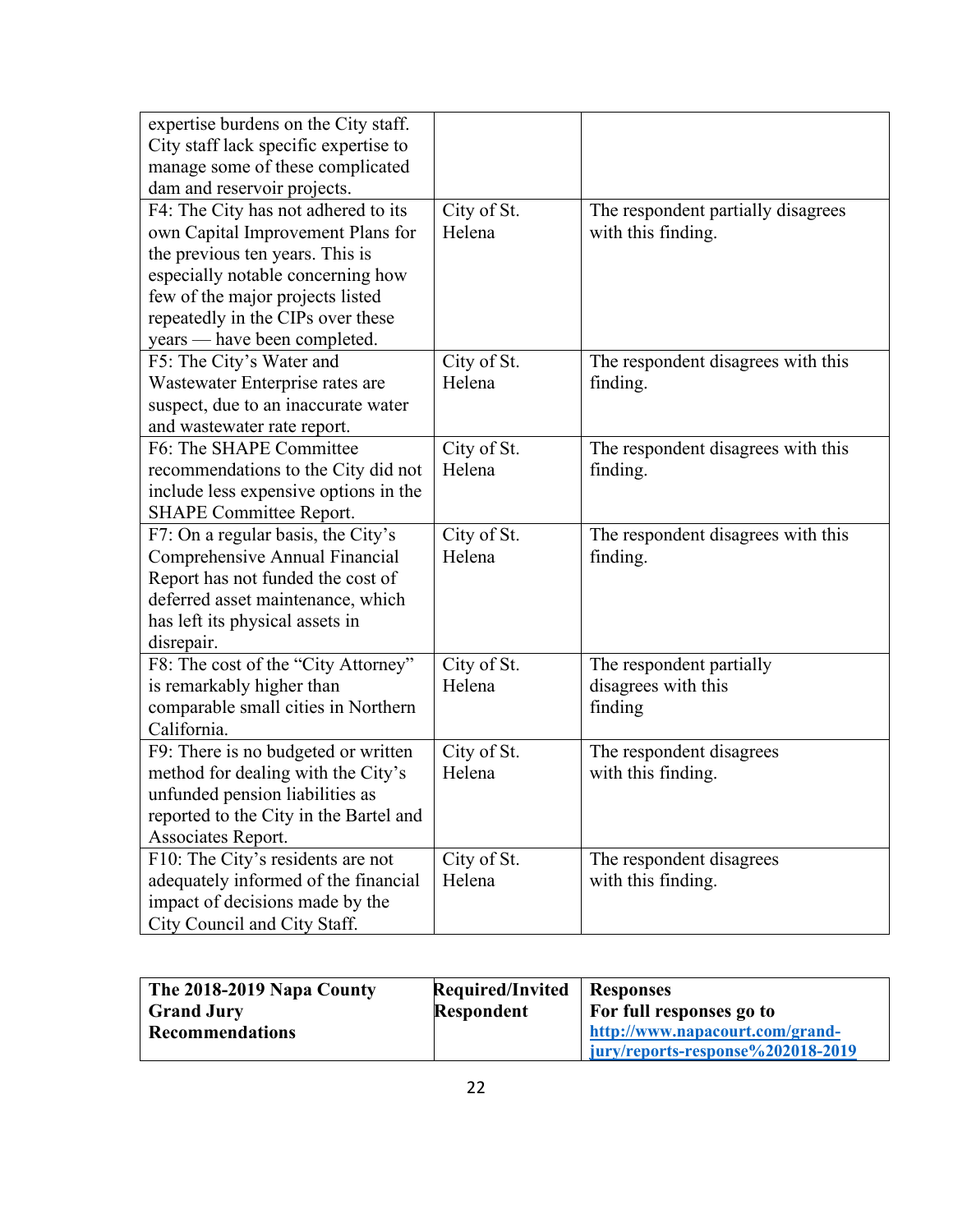| | | |
|---|---|---|
| expertise burdens on the City staff. City staff lack specific expertise to manage some of these complicated dam and reservoir projects. | | |
| F4: The City has not adhered to its own Capital Improvement Plans for the previous ten years. This is especially notable concerning how few of the major projects listed repeatedly in the CIPs over these years — have been completed. | City of St. Helena | The respondent partially disagrees with this finding. |
| F5: The City's Water and Wastewater Enterprise rates are suspect, due to an inaccurate water and wastewater rate report. | City of St. Helena | The respondent disagrees with this finding. |
| F6: The SHAPE Committee recommendations to the City did not include less expensive options in the SHAPE Committee Report. | City of St. Helena | The respondent disagrees with this finding. |
| F7: On a regular basis, the City's Comprehensive Annual Financial Report has not funded the cost of deferred asset maintenance, which has left its physical assets in disrepair. | City of St. Helena | The respondent disagrees with this finding. |
| F8: The cost of the "City Attorney" is remarkably higher than comparable small cities in Northern California. | City of St. Helena | The respondent partially disagrees with this finding |
| F9: There is no budgeted or written method for dealing with the City's unfunded pension liabilities as reported to the City in the Bartel and Associates Report. | City of St. Helena | The respondent disagrees with this finding. |
| F10: The City's residents are not adequately informed of the financial impact of decisions made by the City Council and City Staff. | City of St. Helena | The respondent disagrees with this finding. |

| **The 2018-2019 Napa County Grand Jury Recommendations** | **Required/Invited Respondent** | **Responses**<br>**For full responses go to** [http://www.napacourt.com/grand-jury/reports-response%202018-2019](http://www.napacourt.com/grand-jury/reports-response%202018-2019) |
|---|---|---|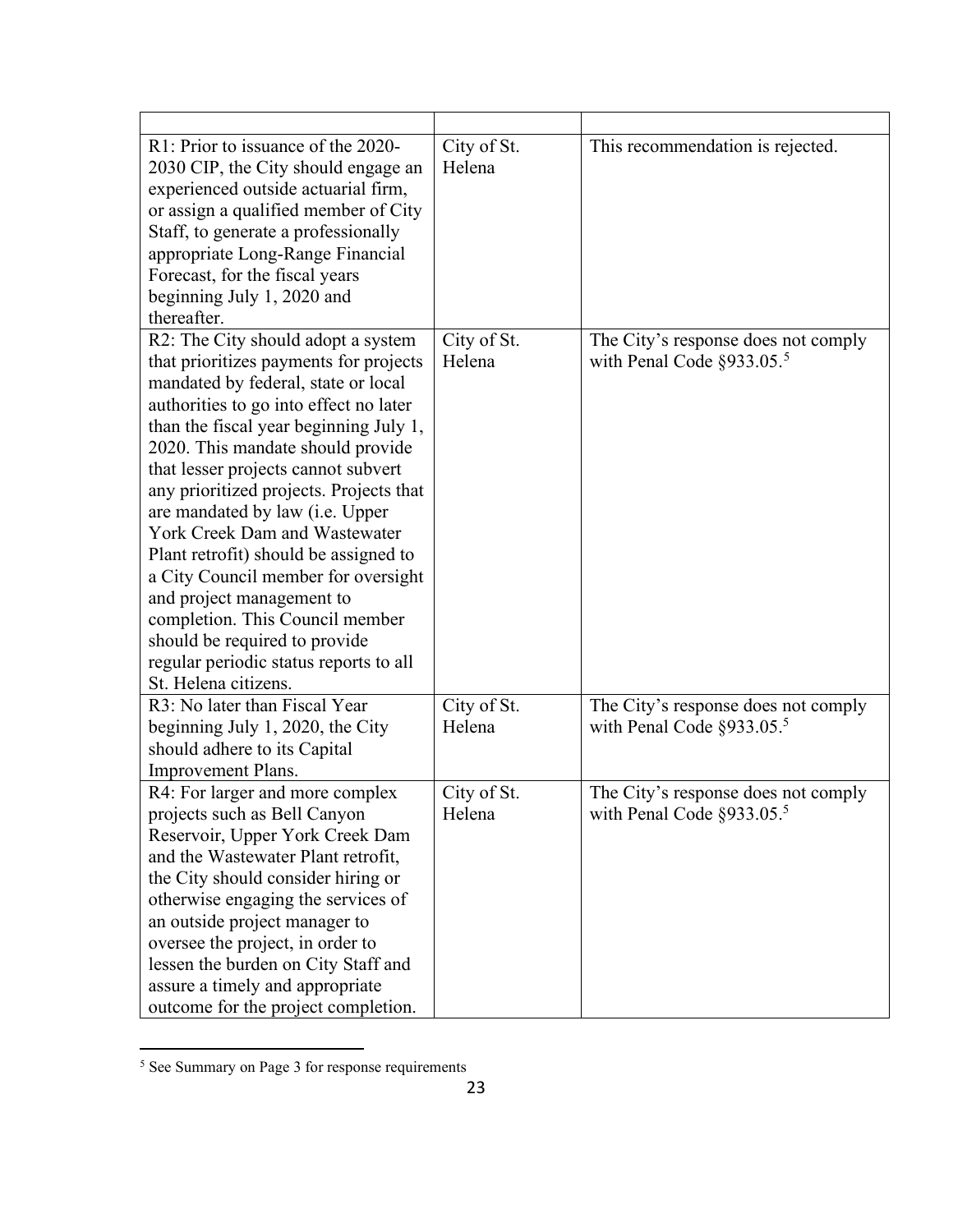| | | |
|---|---|---|
| R1: Prior to issuance of the 2020-2030 CIP, the City should engage an experienced outside actuarial firm, or assign a qualified member of City Staff, to generate a professionally appropriate Long-Range Financial Forecast, for the fiscal years beginning July 1, 2020 and thereafter. | City of St. Helena | This recommendation is rejected. |
| R2: The City should adopt a system that prioritizes payments for projects mandated by federal, state or local authorities to go into effect no later than the fiscal year beginning July 1, 2020. This mandate should provide that lesser projects cannot subvert any prioritized projects. Projects that are mandated by law (i.e. Upper York Creek Dam and Wastewater Plant retrofit) should be assigned to a City Council member for oversight and project management to completion. This Council member should be required to provide regular periodic status reports to all St. Helena citizens. | City of St. Helena | The City's response does not comply with Penal Code §933.05.[5] |
| R3: No later than Fiscal Year beginning July 1, 2020, the City should adhere to its Capital Improvement Plans. | City of St. Helena | The City's response does not comply with Penal Code §933.05.[5] |
| R4: For larger and more complex projects such as Bell Canyon Reservoir, Upper York Creek Dam and the Wastewater Plant retrofit, the City should consider hiring or otherwise engaging the services of an outside project manager to oversee the project, in order to lessen the burden on City Staff and assure a timely and appropriate outcome for the project completion. | City of St. Helena | The City's response does not comply with Penal Code §933.05.[5] |

[5] See Summary on Page 3 for response requirements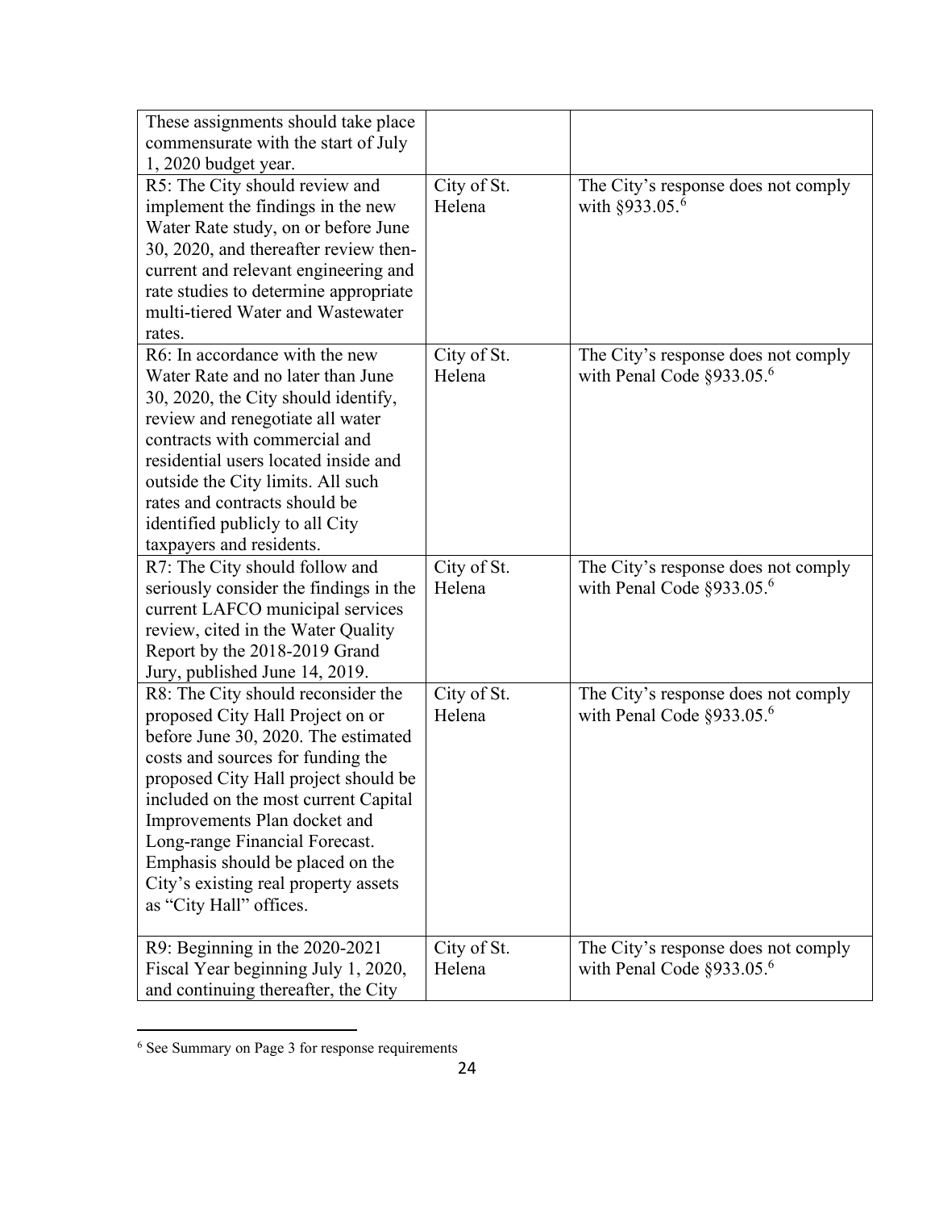| | | |
|---|---|---|
| These assignments should take place commensurate with the start of July 1, 2020 budget year. | | |
| R5: The City should review and implement the findings in the new Water Rate study, on or before June 30, 2020, and thereafter review then-current and relevant engineering and rate studies to determine appropriate multi-tiered Water and Wastewater rates. | City of St. Helena | The City's response does not comply with §933.05.[6] |
| R6: In accordance with the new Water Rate and no later than June 30, 2020, the City should identify, review and renegotiate all water contracts with commercial and residential users located inside and outside the City limits. All such rates and contracts should be identified publicly to all City taxpayers and residents. | City of St. Helena | The City's response does not comply with Penal Code §933.05.[6] |
| R7: The City should follow and seriously consider the findings in the current LAFCO municipal services review, cited in the Water Quality Report by the 2018-2019 Grand Jury, published June 14, 2019. | City of St. Helena | The City's response does not comply with Penal Code §933.05.[6] |
| R8: The City should reconsider the proposed City Hall Project on or before June 30, 2020. The estimated costs and sources for funding the proposed City Hall project should be included on the most current Capital Improvements Plan docket and Long-range Financial Forecast. Emphasis should be placed on the City's existing real property assets as "City Hall" offices. | City of St. Helena | The City's response does not comply with Penal Code §933.05.[6] |
| R9: Beginning in the 2020-2021 Fiscal Year beginning July 1, 2020, and continuing thereafter, the City | City of St. Helena | The City's response does not comply with Penal Code §933.05.[6] |

[6] See Summary on Page 3 for response requirements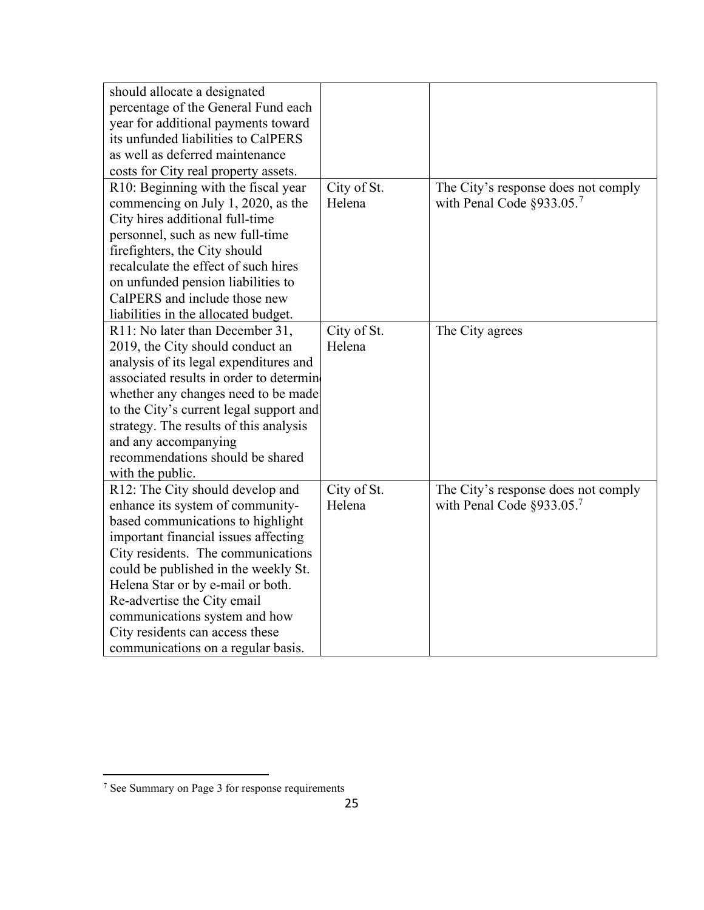| | | |
|---|---|---|
| should allocate a designated percentage of the General Fund each year for additional payments toward its unfunded liabilities to CalPERS as well as deferred maintenance costs for City real property assets. | | |
| R10: Beginning with the fiscal year commencing on July 1, 2020, as the City hires additional full-time personnel, such as new full-time firefighters, the City should recalculate the effect of such hires on unfunded pension liabilities to CalPERS and include those new liabilities in the allocated budget. | City of St. Helena | The City's response does not comply with Penal Code §933.05.[7] |
| R11: No later than December 31, 2019, the City should conduct an analysis of its legal expenditures and associated results in order to determine whether any changes need to be made to the City's current legal support and strategy. The results of this analysis and any accompanying recommendations should be shared with the public. | City of St. Helena | The City agrees |
| R12: The City should develop and enhance its system of community-based communications to highlight important financial issues affecting City residents. The communications could be published in the weekly St. Helena Star or by e-mail or both. Re-advertise the City email communications system and how City residents can access these communications on a regular basis. | City of St. Helena | The City's response does not comply with Penal Code §933.05.[7] |

[7] See Summary on Page 3 for response requirements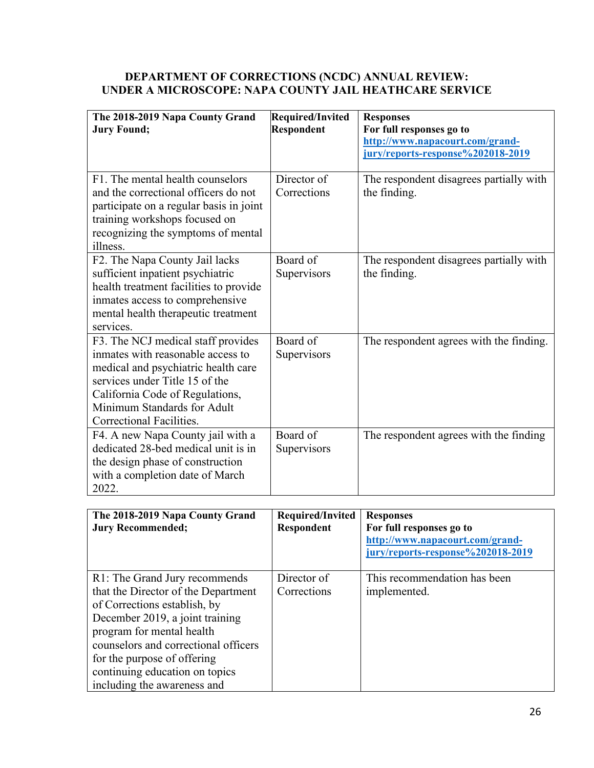## DEPARTMENT OF CORRECTIONS (NCDC) ANNUAL REVIEW: UNDER A MICROSCOPE: NAPA COUNTY JAIL HEATHCARE SERVICE

| The 2018-2019 Napa County Grand Jury Found; | Required/Invited Respondent | Responses<br>For full responses go to [http://www.napacourt.com/grand-jury/reports-response%202018-2019](http://www.napacourt.com/grand-jury/reports-response%202018-2019) |
|---|---|---|
| F1. The mental health counselors and the correctional officers do not participate on a regular basis in joint training workshops focused on recognizing the symptoms of mental illness. | Director of Corrections | The respondent disagrees partially with the finding. |
| F2. The Napa County Jail lacks sufficient inpatient psychiatric health treatment facilities to provide inmates access to comprehensive mental health therapeutic treatment services. | Board of Supervisors | The respondent disagrees partially with the finding. |
| F3. The NCJ medical staff provides inmates with reasonable access to medical and psychiatric health care services under Title 15 of the California Code of Regulations, Minimum Standards for Adult Correctional Facilities. | Board of Supervisors | The respondent agrees with the finding. |
| F4. A new Napa County jail with a dedicated 28-bed medical unit is in the design phase of construction with a completion date of March 2022. | Board of Supervisors | The respondent agrees with the finding |

| The 2018-2019 Napa County Grand Jury Recommended; | Required/Invited Respondent | Responses<br>For full responses go to [http://www.napacourt.com/grand-jury/reports-response%202018-2019](http://www.napacourt.com/grand-jury/reports-response%202018-2019) |
|---|---|---|
| R1: The Grand Jury recommends that the Director of the Department of Corrections establish, by December 2019, a joint training program for mental health counselors and correctional officers for the purpose of offering continuing education on topics including the awareness and | Director of Corrections | This recommendation has been implemented. |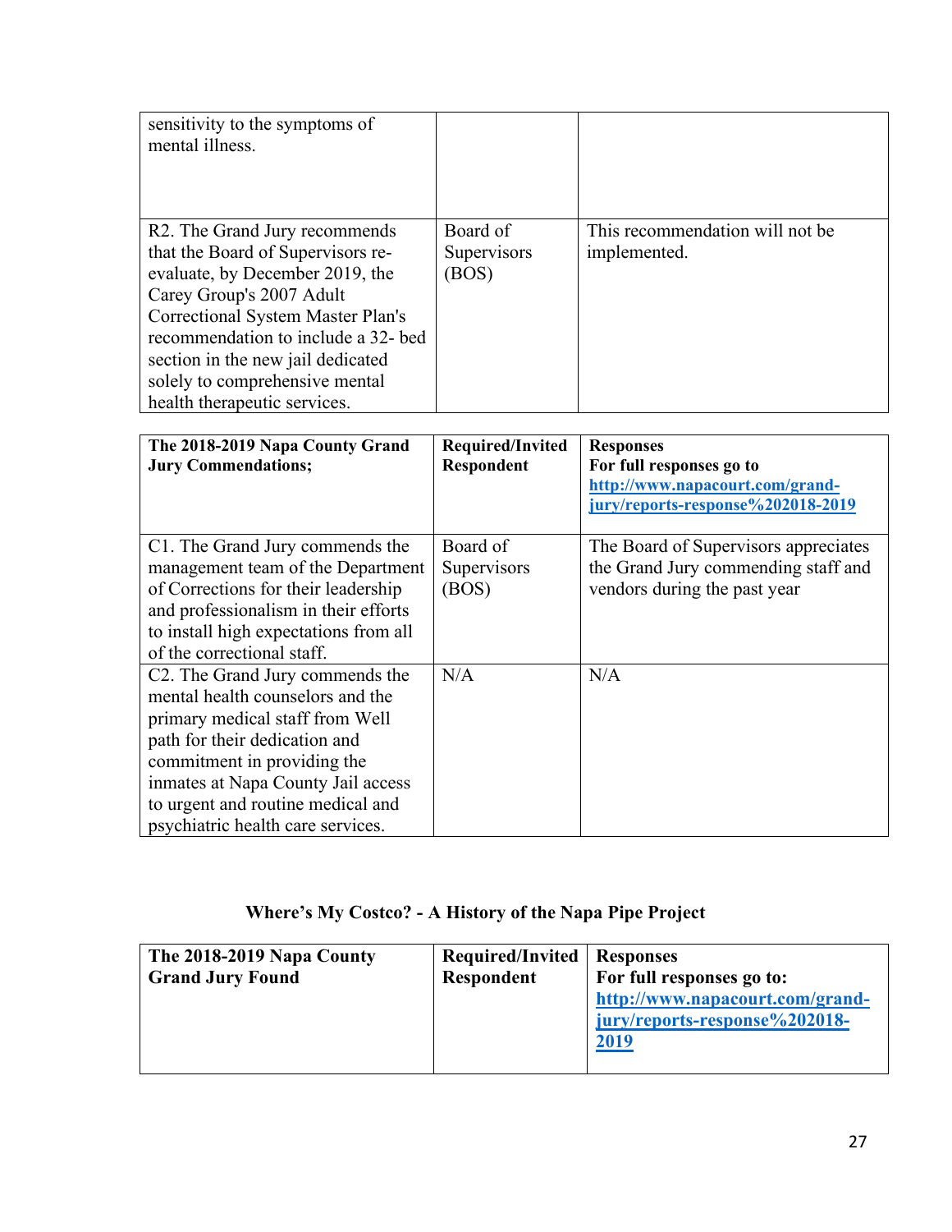| | | |
|---|---|---|
| sensitivity to the symptoms of mental illness. | | |
| R2. The Grand Jury recommends that the Board of Supervisors re-evaluate, by December 2019, the Carey Group's 2007 Adult Correctional System Master Plan's recommendation to include a 32- bed section in the new jail dedicated solely to comprehensive mental health therapeutic services. | Board of Supervisors (BOS) | This recommendation will not be implemented. |

| **The 2018-2019 Napa County Grand Jury Commendations;** | **Required/Invited Respondent** | **Responses** **For full responses go to** [**http://www.napacourt.com/grand-jury/reports-response%202018-2019**](http://www.napacourt.com/grand-jury/reports-response%202018-2019) |
|---|---|---|
| C1. The Grand Jury commends the management team of the Department of Corrections for their leadership and professionalism in their efforts to install high expectations from all of the correctional staff. | Board of Supervisors (BOS) | The Board of Supervisors appreciates the Grand Jury commending staff and vendors during the past year |
| C2. The Grand Jury commends the mental health counselors and the primary medical staff from Well path for their dedication and commitment in providing the inmates at Napa County Jail access to urgent and routine medical and psychiatric health care services. | N/A | N/A |

## Where's My Costco? - A History of the Napa Pipe Project

| **The 2018-2019 Napa County Grand Jury Found** | **Required/Invited Respondent** | **Responses** **For full responses go to:** [**http://www.napacourt.com/grand-jury/reports-response%202018-2019**](http://www.napacourt.com/grand-jury/reports-response%202018-2019) |
|---|---|---|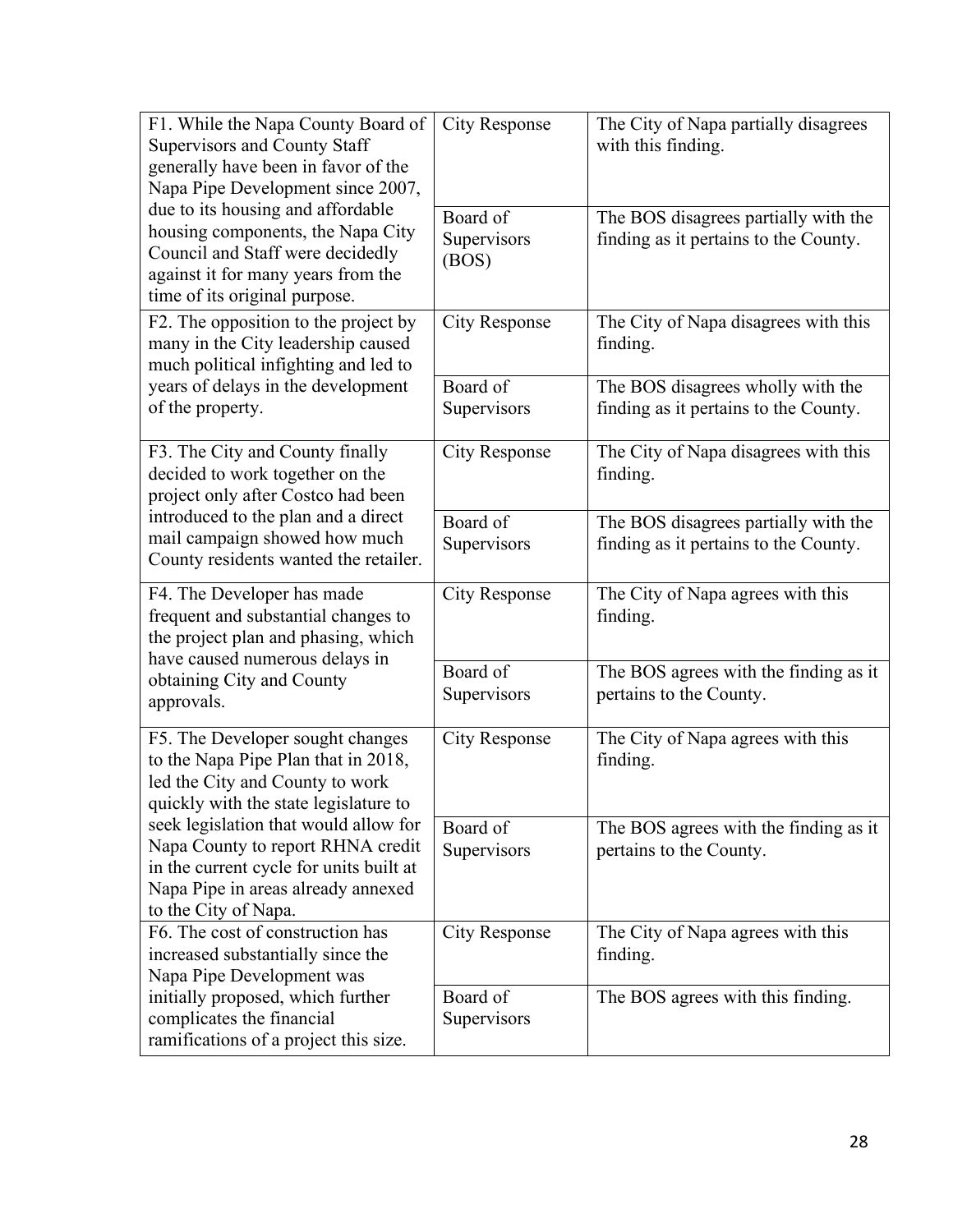| Finding | Respondent | Response |
|---|---|---|
| F1. While the Napa County Board of Supervisors and County Staff generally have been in favor of the Napa Pipe Development since 2007, due to its housing and affordable housing components, the Napa City Council and Staff were decidedly against it for many years from the time of its original purpose. | City Response | The City of Napa partially disagrees with this finding. |
| | Board of Supervisors (BOS) | The BOS disagrees partially with the finding as it pertains to the County. |
| F2. The opposition to the project by many in the City leadership caused much political infighting and led to years of delays in the development of the property. | City Response | The City of Napa disagrees with this finding. |
| | Board of Supervisors | The BOS disagrees wholly with the finding as it pertains to the County. |
| F3. The City and County finally decided to work together on the project only after Costco had been introduced to the plan and a direct mail campaign showed how much County residents wanted the retailer. | City Response | The City of Napa disagrees with this finding. |
| | Board of Supervisors | The BOS disagrees partially with the finding as it pertains to the County. |
| F4. The Developer has made frequent and substantial changes to the project plan and phasing, which have caused numerous delays in obtaining City and County approvals. | City Response | The City of Napa agrees with this finding. |
| | Board of Supervisors | The BOS agrees with the finding as it pertains to the County. |
| F5. The Developer sought changes to the Napa Pipe Plan that in 2018, led the City and County to work quickly with the state legislature to seek legislation that would allow for Napa County to report RHNA credit in the current cycle for units built at Napa Pipe in areas already annexed to the City of Napa. | City Response | The City of Napa agrees with this finding. |
| | Board of Supervisors | The BOS agrees with the finding as it pertains to the County. |
| F6. The cost of construction has increased substantially since the Napa Pipe Development was initially proposed, which further complicates the financial ramifications of a project this size. | City Response | The City of Napa agrees with this finding. |
| | Board of Supervisors | The BOS agrees with this finding. |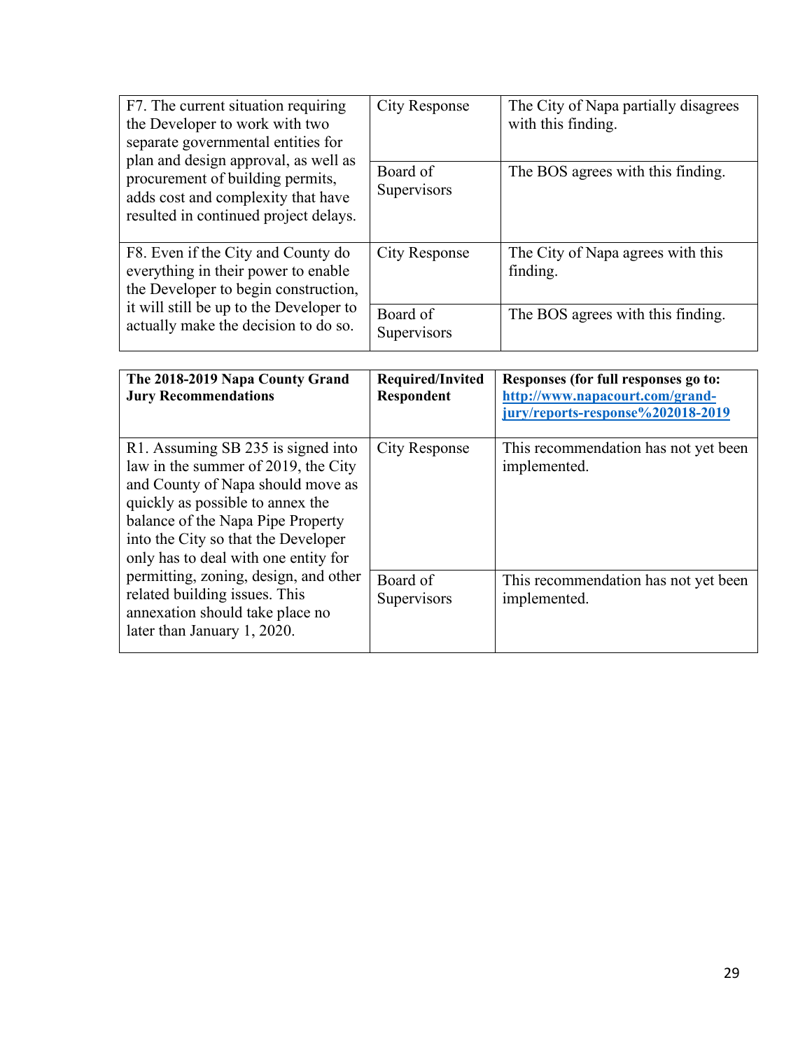| | | |
|---|---|---|
| F7. The current situation requiring the Developer to work with two separate governmental entities for plan and design approval, as well as procurement of building permits, adds cost and complexity that have resulted in continued project delays. | City Response | The City of Napa partially disagrees with this finding. |
| | Board of Supervisors | The BOS agrees with this finding. |
| F8. Even if the City and County do everything in their power to enable the Developer to begin construction, it will still be up to the Developer to actually make the decision to do so. | City Response | The City of Napa agrees with this finding. |
| | Board of Supervisors | The BOS agrees with this finding. |

| **The 2018-2019 Napa County Grand Jury Recommendations** | **Required/Invited Respondent** | **Responses (for full responses go to: [http://www.napacourt.com/grand-jury/reports-response%202018-2019](http://www.napacourt.com/grand-jury/reports-response%202018-2019)** |
|---|---|---|
| R1. Assuming SB 235 is signed into law in the summer of 2019, the City and County of Napa should move as quickly as possible to annex the balance of the Napa Pipe Property into the City so that the Developer only has to deal with one entity for permitting, zoning, design, and other related building issues. This annexation should take place no later than January 1, 2020. | City Response | This recommendation has not yet been implemented. |
| | Board of Supervisors | This recommendation has not yet been implemented. |